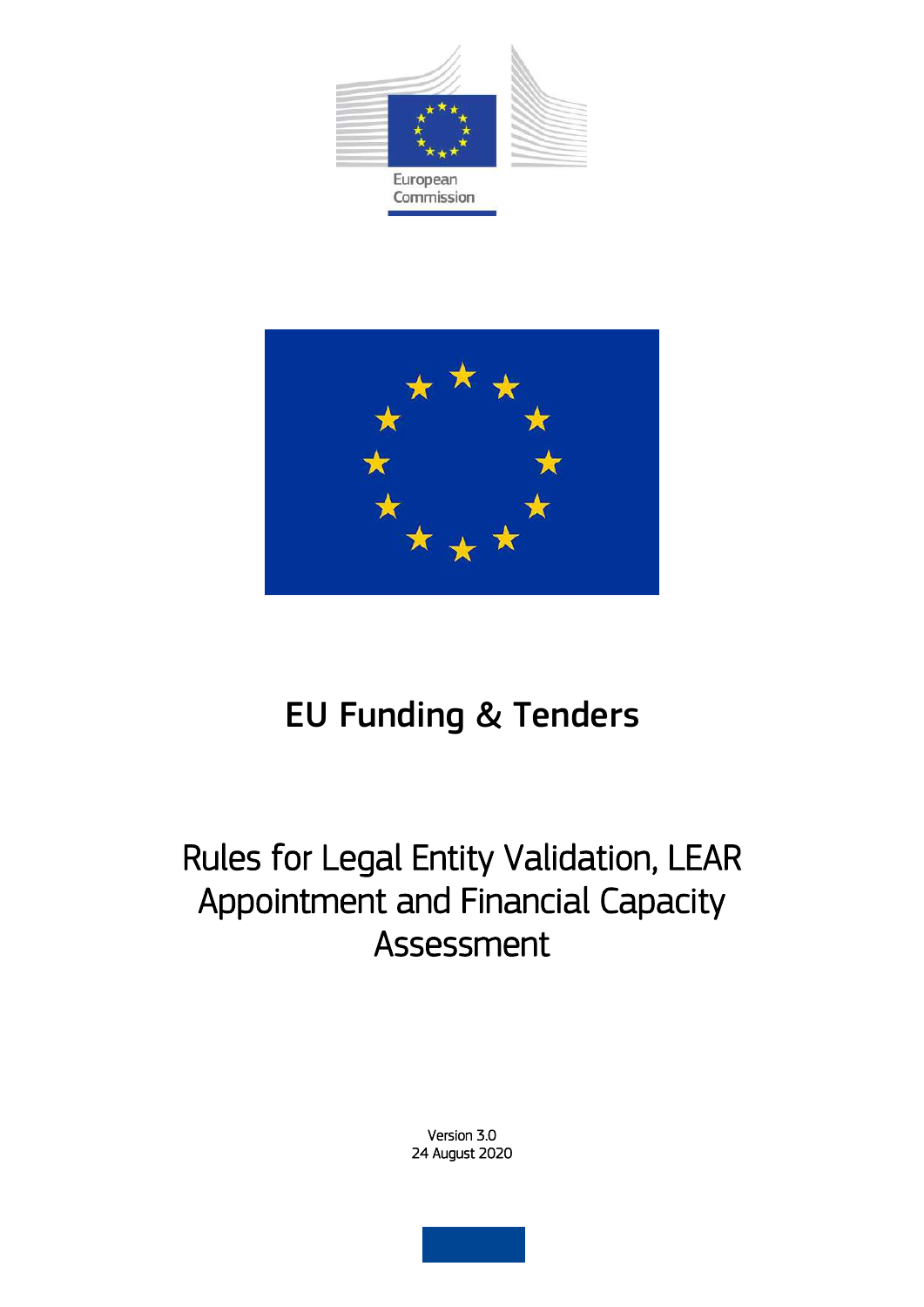European Commission

# EU Funding & Tenders

## Rules for Legal Entity Validation, LEAR Appointment and Financial Capacity Assessment

Version 3.0
24 August 2020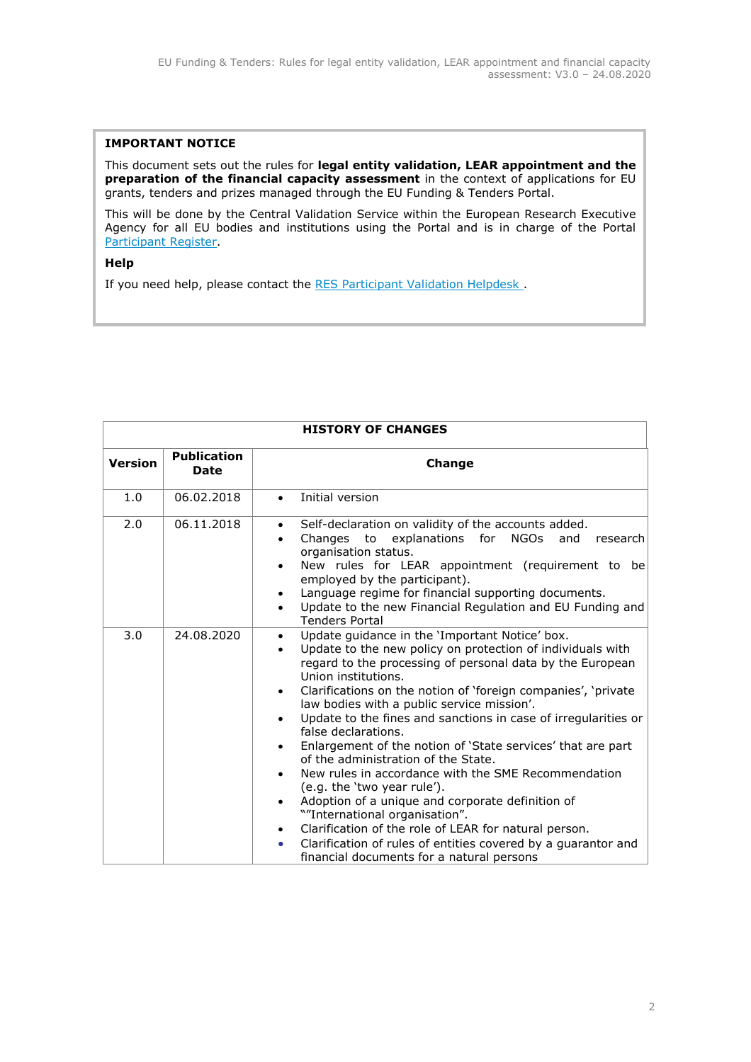**IMPORTANT NOTICE**

This document sets out the rules for **legal entity validation, LEAR appointment and the preparation of the financial capacity assessment** in the context of applications for EU grants, tenders and prizes managed through the EU Funding & Tenders Portal.

This will be done by the Central Validation Service within the European Research Executive Agency for all EU bodies and institutions using the Portal and is in charge of the Portal Participant Register.

**Help**

If you need help, please contact the RES Participant Validation Helpdesk .

| HISTORY OF CHANGES | | |
|---|---|---|
| **Version** | **Publication Date** | **Change** |
| 1.0 | 06.02.2018 | • Initial version |
| 2.0 | 06.11.2018 | • Self-declaration on validity of the accounts added.<br>• Changes to explanations for NGOs and research organisation status.<br>• New rules for LEAR appointment (requirement to be employed by the participant).<br>• Language regime for financial supporting documents.<br>• Update to the new Financial Regulation and EU Funding and Tenders Portal |
| 3.0 | 24.08.2020 | • Update guidance in the 'Important Notice' box.<br>• Update to the new policy on protection of individuals with regard to the processing of personal data by the European Union institutions.<br>• Clarifications on the notion of 'foreign companies', 'private law bodies with a public service mission'.<br>• Update to the fines and sanctions in case of irregularities or false declarations.<br>• Enlargement of the notion of 'State services' that are part of the administration of the State.<br>• New rules in accordance with the SME Recommendation (e.g. the 'two year rule').<br>• Adoption of a unique and corporate definition of ""International organisation".<br>• Clarification of the role of LEAR for natural person.<br>• Clarification of rules of entities covered by a guarantor and financial documents for a natural persons |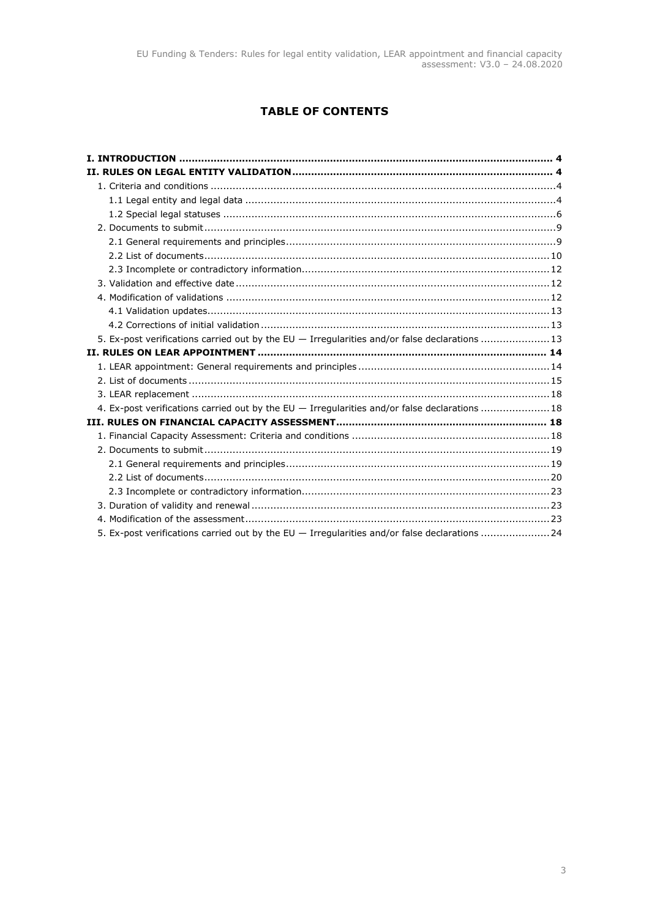# TABLE OF CONTENTS

| | |
|---|---|
| **I. INTRODUCTION** | **4** |
| **II. RULES ON LEGAL ENTITY VALIDATION** | **4** |
| 1. Criteria and conditions | 4 |
| 1.1 Legal entity and legal data | 4 |
| 1.2 Special legal statuses | 6 |
| 2. Documents to submit | 9 |
| 2.1 General requirements and principles | 9 |
| 2.2 List of documents | 10 |
| 2.3 Incomplete or contradictory information | 12 |
| 3. Validation and effective date | 12 |
| 4. Modification of validations | 12 |
| 4.1 Validation updates | 13 |
| 4.2 Corrections of initial validation | 13 |
| 5. Ex-post verifications carried out by the EU — Irregularities and/or false declarations | 13 |
| **II. RULES ON LEAR APPOINTMENT** | **14** |
| 1. LEAR appointment: General requirements and principles | 14 |
| 2. List of documents | 15 |
| 3. LEAR replacement | 18 |
| 4. Ex-post verifications carried out by the EU — Irregularities and/or false declarations | 18 |
| **III. RULES ON FINANCIAL CAPACITY ASSESSMENT** | **18** |
| 1. Financial Capacity Assessment: Criteria and conditions | 18 |
| 2. Documents to submit | 19 |
| 2.1 General requirements and principles | 19 |
| 2.2 List of documents | 20 |
| 2.3 Incomplete or contradictory information | 23 |
| 3. Duration of validity and renewal | 23 |
| 4. Modification of the assessment | 23 |
| 5. Ex-post verifications carried out by the EU — Irregularities and/or false declarations | 24 |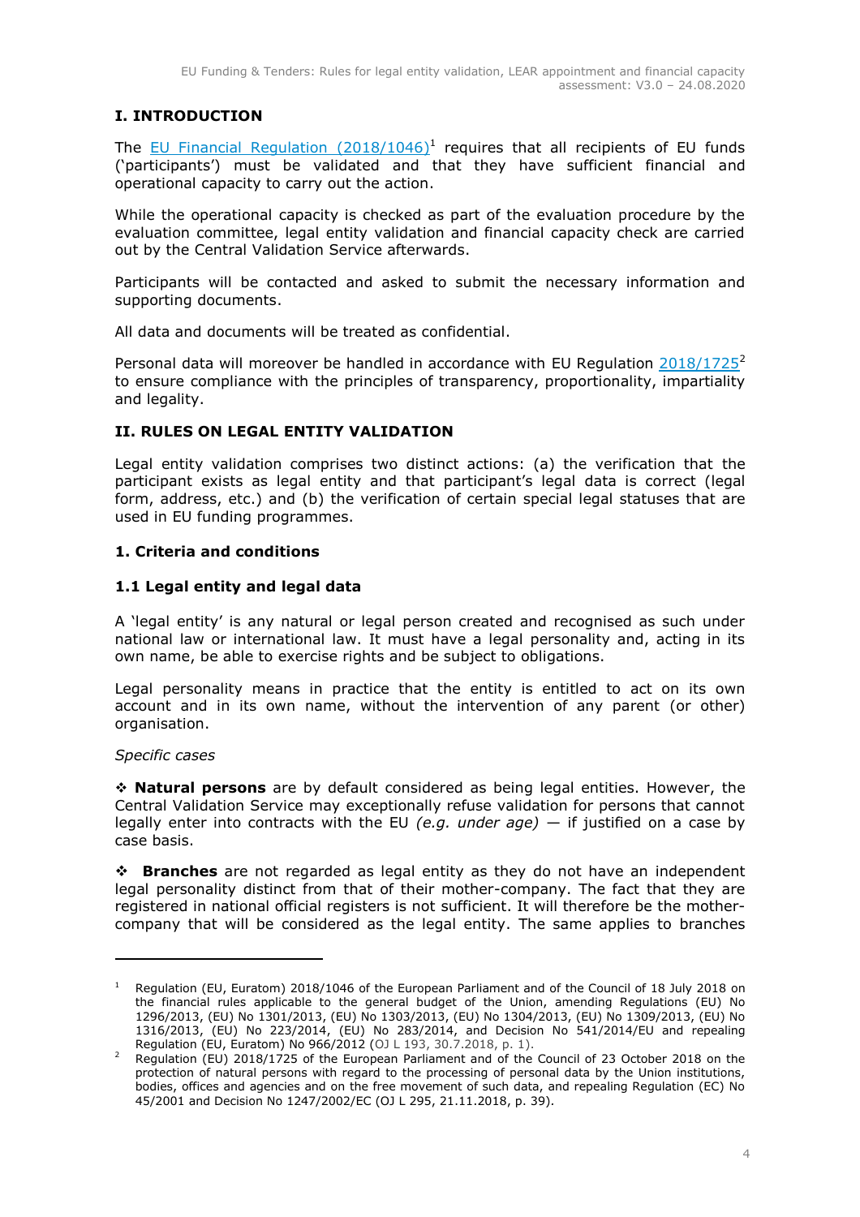# I. INTRODUCTION

The [EU Financial Regulation (2018/1046)][1] requires that all recipients of EU funds ('participants') must be validated and that they have sufficient financial and operational capacity to carry out the action.

While the operational capacity is checked as part of the evaluation procedure by the evaluation committee, legal entity validation and financial capacity check are carried out by the Central Validation Service afterwards.

Participants will be contacted and asked to submit the necessary information and supporting documents.

All data and documents will be treated as confidential.

Personal data will moreover be handled in accordance with EU Regulation [2018/1725][2] to ensure compliance with the principles of transparency, proportionality, impartiality and legality.

# II. RULES ON LEGAL ENTITY VALIDATION

Legal entity validation comprises two distinct actions: (a) the verification that the participant exists as legal entity and that participant's legal data is correct (legal form, address, etc.) and (b) the verification of certain special legal statuses that are used in EU funding programmes.

## 1. Criteria and conditions

### 1.1 Legal entity and legal data

A 'legal entity' is any natural or legal person created and recognised as such under national law or international law. It must have a legal personality and, acting in its own name, be able to exercise rights and be subject to obligations.

Legal personality means in practice that the entity is entitled to act on its own account and in its own name, without the intervention of any parent (or other) organisation.

*Specific cases*

❖ **Natural persons** are by default considered as being legal entities. However, the Central Validation Service may exceptionally refuse validation for persons that cannot legally enter into contracts with the EU *(e.g. under age)* — if justified on a case by case basis.

❖ **Branches** are not regarded as legal entity as they do not have an independent legal personality distinct from that of their mother-company. The fact that they are registered in national official registers is not sufficient. It will therefore be the mother-company that will be considered as the legal entity. The same applies to branches

---

[1] Regulation (EU, Euratom) 2018/1046 of the European Parliament and of the Council of 18 July 2018 on the financial rules applicable to the general budget of the Union, amending Regulations (EU) No 1296/2013, (EU) No 1301/2013, (EU) No 1303/2013, (EU) No 1304/2013, (EU) No 1309/2013, (EU) No 1316/2013, (EU) No 223/2014, (EU) No 283/2014, and Decision No 541/2014/EU and repealing Regulation (EU, Euratom) No 966/2012 (OJ L 193, 30.7.2018, p. 1).

[2] Regulation (EU) 2018/1725 of the European Parliament and of the Council of 23 October 2018 on the protection of natural persons with regard to the processing of personal data by the Union institutions, bodies, offices and agencies and on the free movement of such data, and repealing Regulation (EC) No 45/2001 and Decision No 1247/2002/EC (OJ L 295, 21.11.2018, p. 39).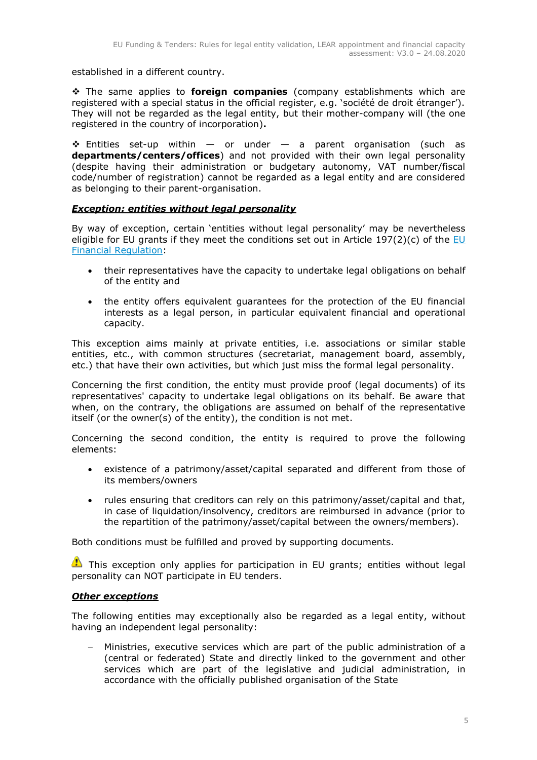established in a different country.

❖ The same applies to **foreign companies** (company establishments which are registered with a special status in the official register, e.g. 'société de droit étranger'). They will not be regarded as the legal entity, but their mother-company will (the one registered in the country of incorporation)**.**

❖ Entities set-up within — or under — a parent organisation (such as **departments/centers/offices**) and not provided with their own legal personality (despite having their administration or budgetary autonomy, VAT number/fiscal code/number of registration) cannot be regarded as a legal entity and are considered as belonging to their parent-organisation.

***Exception: entities without legal personality***

By way of exception, certain 'entities without legal personality' may be nevertheless eligible for EU grants if they meet the conditions set out in Article 197(2)(c) of the EU Financial Regulation:

- their representatives have the capacity to undertake legal obligations on behalf of the entity and
- the entity offers equivalent guarantees for the protection of the EU financial interests as a legal person, in particular equivalent financial and operational capacity.

This exception aims mainly at private entities, i.e. associations or similar stable entities, etc., with common structures (secretariat, management board, assembly, etc.) that have their own activities, but which just miss the formal legal personality.

Concerning the first condition, the entity must provide proof (legal documents) of its representatives' capacity to undertake legal obligations on its behalf. Be aware that when, on the contrary, the obligations are assumed on behalf of the representative itself (or the owner(s) of the entity), the condition is not met.

Concerning the second condition, the entity is required to prove the following elements:

- existence of a patrimony/asset/capital separated and different from those of its members/owners
- rules ensuring that creditors can rely on this patrimony/asset/capital and that, in case of liquidation/insolvency, creditors are reimbursed in advance (prior to the repartition of the patrimony/asset/capital between the owners/members).

Both conditions must be fulfilled and proved by supporting documents.

⚠ This exception only applies for participation in EU grants; entities without legal personality can NOT participate in EU tenders.

***Other exceptions***

The following entities may exceptionally also be regarded as a legal entity, without having an independent legal personality:

- Ministries, executive services which are part of the public administration of a (central or federated) State and directly linked to the government and other services which are part of the legislative and judicial administration, in accordance with the officially published organisation of the State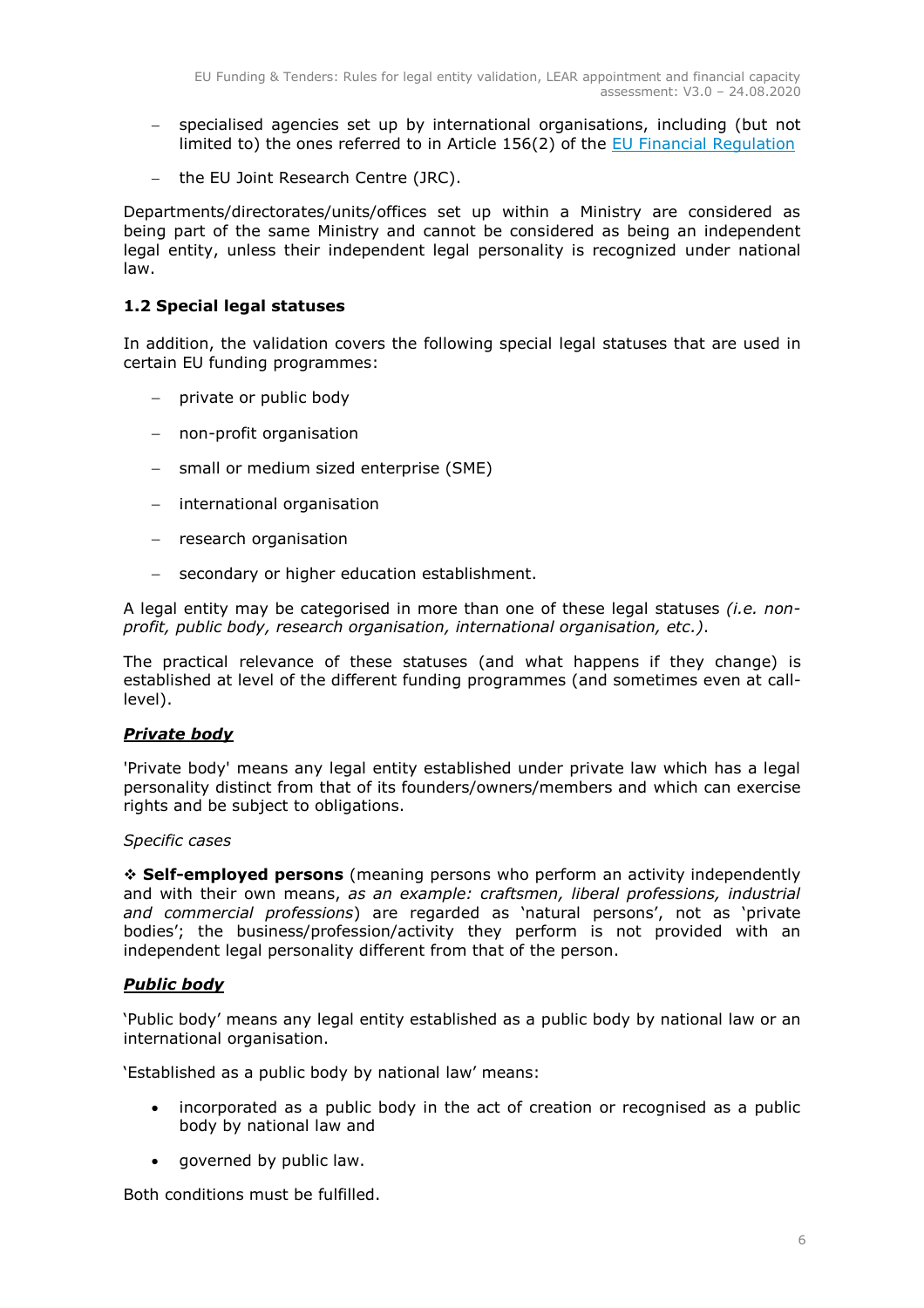- specialised agencies set up by international organisations, including (but not limited to) the ones referred to in Article 156(2) of the [EU Financial Regulation](#)
- the EU Joint Research Centre (JRC).

Departments/directorates/units/offices set up within a Ministry are considered as being part of the same Ministry and cannot be considered as being an independent legal entity, unless their independent legal personality is recognized under national law.

### 1.2 Special legal statuses

In addition, the validation covers the following special legal statuses that are used in certain EU funding programmes:

- private or public body
- non-profit organisation
- small or medium sized enterprise (SME)
- international organisation
- research organisation
- secondary or higher education establishment.

A legal entity may be categorised in more than one of these legal statuses *(i.e. non-profit, public body, research organisation, international organisation, etc.)*.

The practical relevance of these statuses (and what happens if they change) is established at level of the different funding programmes (and sometimes even at call-level).

***Private body***

'Private body' means any legal entity established under private law which has a legal personality distinct from that of its founders/owners/members and which can exercise rights and be subject to obligations.

*Specific cases*

❖ **Self-employed persons** (meaning persons who perform an activity independently and with their own means, *as an example: craftsmen, liberal professions, industrial and commercial professions*) are regarded as 'natural persons', not as 'private bodies'; the business/profession/activity they perform is not provided with an independent legal personality different from that of the person.

***Public body***

'Public body' means any legal entity established as a public body by national law or an international organisation.

'Established as a public body by national law' means:

- incorporated as a public body in the act of creation or recognised as a public body by national law and
- governed by public law.

Both conditions must be fulfilled.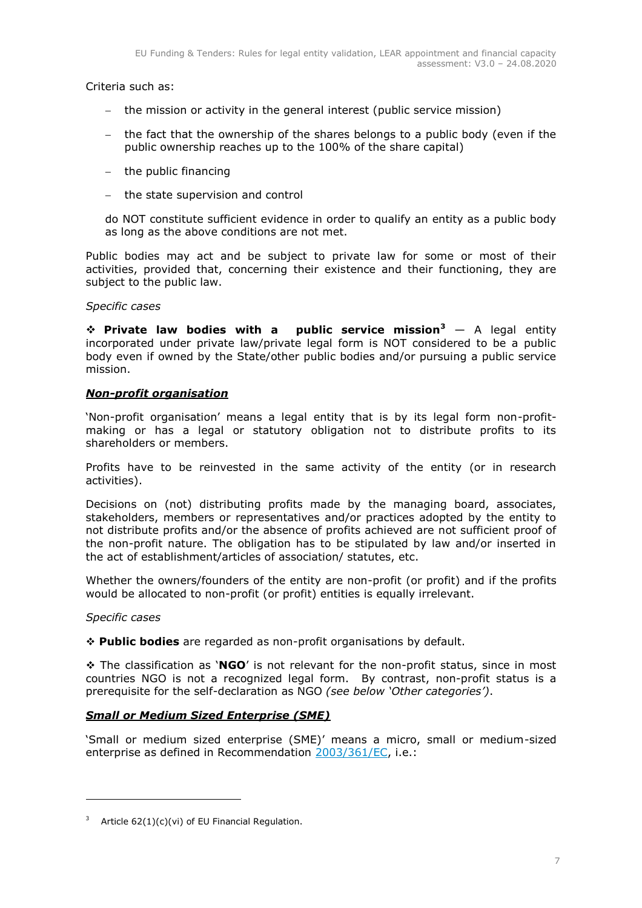Criteria such as:

- the mission or activity in the general interest (public service mission)
- the fact that the ownership of the shares belongs to a public body (even if the public ownership reaches up to the 100% of the share capital)
- the public financing
- the state supervision and control

do NOT constitute sufficient evidence in order to qualify an entity as a public body as long as the above conditions are not met.

Public bodies may act and be subject to private law for some or most of their activities, provided that, concerning their existence and their functioning, they are subject to the public law.

*Specific cases*

❖ **Private law bodies with a public service mission**[3] — A legal entity incorporated under private law/private legal form is NOT considered to be a public body even if owned by the State/other public bodies and/or pursuing a public service mission.

***Non-profit organisation***

'Non-profit organisation' means a legal entity that is by its legal form non-profit-making or has a legal or statutory obligation not to distribute profits to its shareholders or members.

Profits have to be reinvested in the same activity of the entity (or in research activities).

Decisions on (not) distributing profits made by the managing board, associates, stakeholders, members or representatives and/or practices adopted by the entity to not distribute profits and/or the absence of profits achieved are not sufficient proof of the non-profit nature. The obligation has to be stipulated by law and/or inserted in the act of establishment/articles of association/ statutes, etc.

Whether the owners/founders of the entity are non-profit (or profit) and if the profits would be allocated to non-profit (or profit) entities is equally irrelevant.

*Specific cases*

❖ **Public bodies** are regarded as non-profit organisations by default.

❖ The classification as '**NGO**' is not relevant for the non-profit status, since in most countries NGO is not a recognized legal form. By contrast, non-profit status is a prerequisite for the self-declaration as NGO *(see below 'Other categories')*.

***Small or Medium Sized Enterprise (SME)***

'Small or medium sized enterprise (SME)' means a micro, small or medium-sized enterprise as defined in Recommendation 2003/361/EC, i.e.:

---

[3] Article 62(1)(c)(vi) of EU Financial Regulation.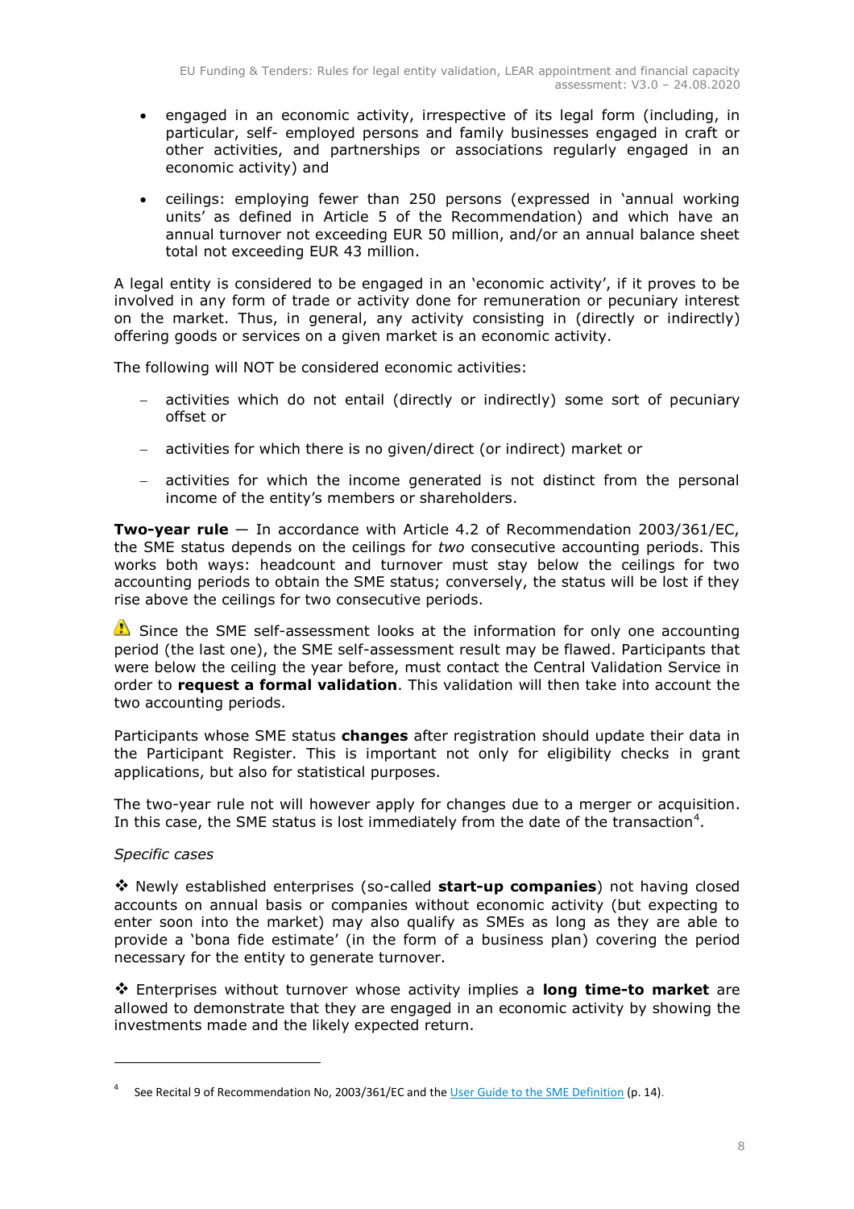- engaged in an economic activity, irrespective of its legal form (including, in particular, self- employed persons and family businesses engaged in craft or other activities, and partnerships or associations regularly engaged in an economic activity) and
- ceilings: employing fewer than 250 persons (expressed in 'annual working units' as defined in Article 5 of the Recommendation) and which have an annual turnover not exceeding EUR 50 million, and/or an annual balance sheet total not exceeding EUR 43 million.

A legal entity is considered to be engaged in an 'economic activity', if it proves to be involved in any form of trade or activity done for remuneration or pecuniary interest on the market. Thus, in general, any activity consisting in (directly or indirectly) offering goods or services on a given market is an economic activity.

The following will NOT be considered economic activities:

- activities which do not entail (directly or indirectly) some sort of pecuniary offset or
- activities for which there is no given/direct (or indirect) market or
- activities for which the income generated is not distinct from the personal income of the entity's members or shareholders.

**Two-year rule** — In accordance with Article 4.2 of Recommendation 2003/361/EC, the SME status depends on the ceilings for *two* consecutive accounting periods. This works both ways: headcount and turnover must stay below the ceilings for two accounting periods to obtain the SME status; conversely, the status will be lost if they rise above the ceilings for two consecutive periods.

⚠ Since the SME self-assessment looks at the information for only one accounting period (the last one), the SME self-assessment result may be flawed. Participants that were below the ceiling the year before, must contact the Central Validation Service in order to **request a formal validation**. This validation will then take into account the two accounting periods.

Participants whose SME status **changes** after registration should update their data in the Participant Register. This is important not only for eligibility checks in grant applications, but also for statistical purposes.

The two-year rule not will however apply for changes due to a merger or acquisition. In this case, the SME status is lost immediately from the date of the transaction[4].

*Specific cases*

❖ Newly established enterprises (so-called **start-up companies**) not having closed accounts on annual basis or companies without economic activity (but expecting to enter soon into the market) may also qualify as SMEs as long as they are able to provide a 'bona fide estimate' (in the form of a business plan) covering the period necessary for the entity to generate turnover.

❖ Enterprises without turnover whose activity implies a **long time-to market** are allowed to demonstrate that they are engaged in an economic activity by showing the investments made and the likely expected return.

---

[4] See Recital 9 of Recommendation No, 2003/361/EC and the User Guide to the SME Definition (p. 14).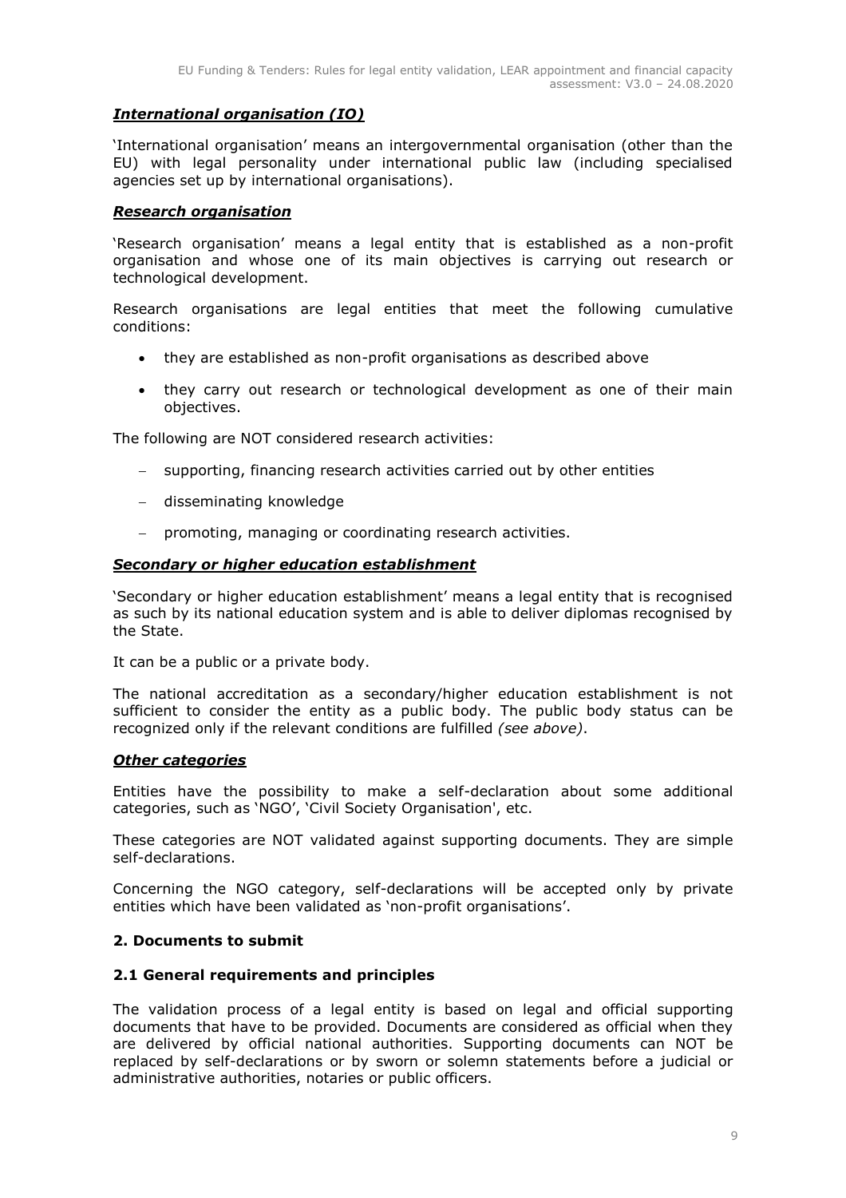### ***International organisation (IO)***

'International organisation' means an intergovernmental organisation (other than the EU) with legal personality under international public law (including specialised agencies set up by international organisations).

### ***Research organisation***

'Research organisation' means a legal entity that is established as a non-profit organisation and whose one of its main objectives is carrying out research or technological development.

Research organisations are legal entities that meet the following cumulative conditions:

- they are established as non-profit organisations as described above
- they carry out research or technological development as one of their main objectives.

The following are NOT considered research activities:

- supporting, financing research activities carried out by other entities
- disseminating knowledge
- promoting, managing or coordinating research activities.

### ***Secondary or higher education establishment***

'Secondary or higher education establishment' means a legal entity that is recognised as such by its national education system and is able to deliver diplomas recognised by the State.

It can be a public or a private body.

The national accreditation as a secondary/higher education establishment is not sufficient to consider the entity as a public body. The public body status can be recognized only if the relevant conditions are fulfilled *(see above)*.

### ***Other categories***

Entities have the possibility to make a self-declaration about some additional categories, such as 'NGO', 'Civil Society Organisation', etc.

These categories are NOT validated against supporting documents. They are simple self-declarations.

Concerning the NGO category, self-declarations will be accepted only by private entities which have been validated as 'non-profit organisations'.

## **2. Documents to submit**

### **2.1 General requirements and principles**

The validation process of a legal entity is based on legal and official supporting documents that have to be provided. Documents are considered as official when they are delivered by official national authorities. Supporting documents can NOT be replaced by self-declarations or by sworn or solemn statements before a judicial or administrative authorities, notaries or public officers.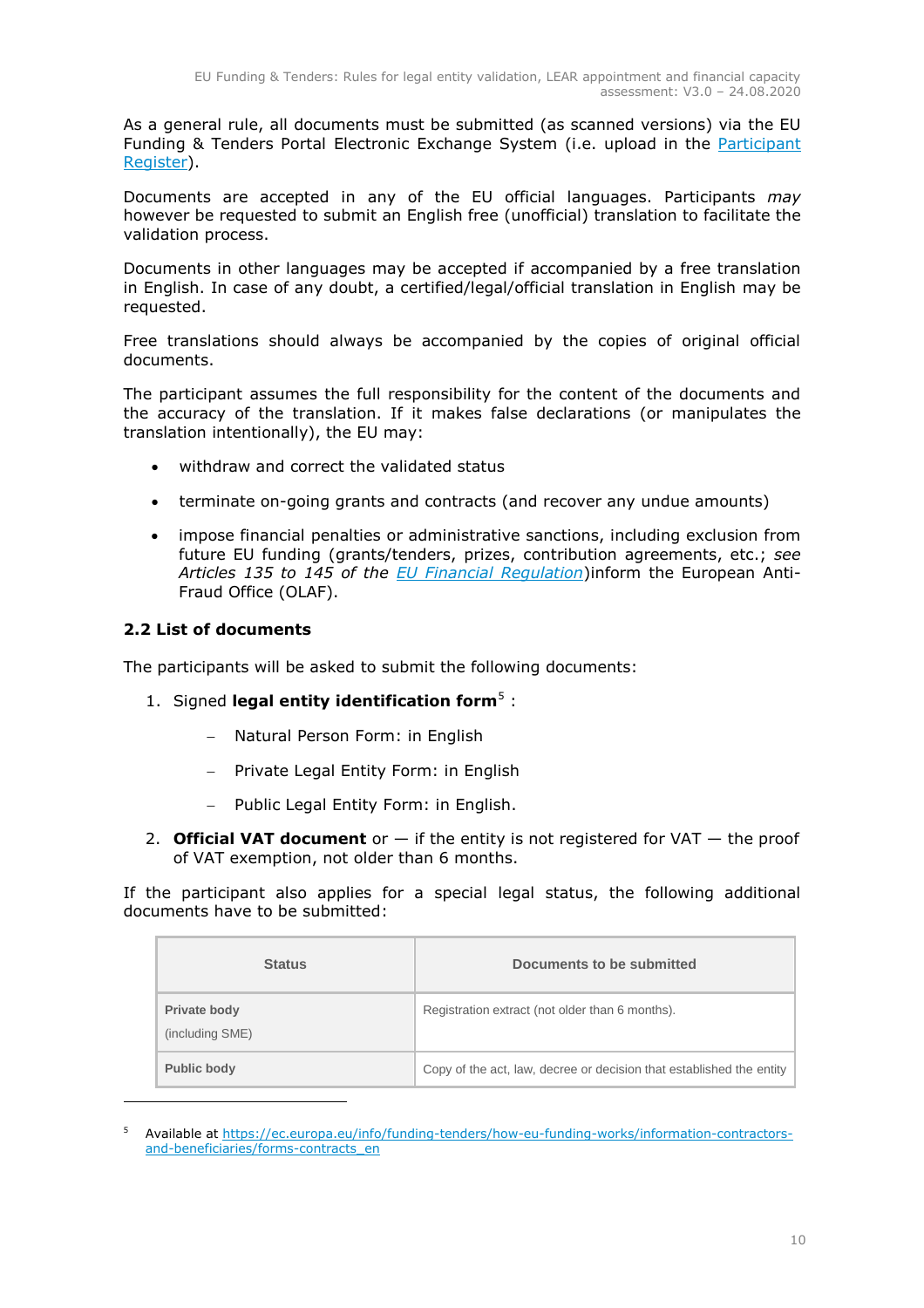As a general rule, all documents must be submitted (as scanned versions) via the EU Funding & Tenders Portal Electronic Exchange System (i.e. upload in the [Participant Register](Participant Register)).

Documents are accepted in any of the EU official languages. Participants *may* however be requested to submit an English free (unofficial) translation to facilitate the validation process.

Documents in other languages may be accepted if accompanied by a free translation in English. In case of any doubt, a certified/legal/official translation in English may be requested.

Free translations should always be accompanied by the copies of original official documents.

The participant assumes the full responsibility for the content of the documents and the accuracy of the translation. If it makes false declarations (or manipulates the translation intentionally), the EU may:

- withdraw and correct the validated status
- terminate on-going grants and contracts (and recover any undue amounts)
- impose financial penalties or administrative sanctions, including exclusion from future EU funding (grants/tenders, prizes, contribution agreements, etc.; *see Articles 135 to 145 of the EU Financial Regulation*)inform the European Anti-Fraud Office (OLAF).

### 2.2 List of documents

The participants will be asked to submit the following documents:

1. Signed **legal entity identification form**[5] :
   - Natural Person Form: in English
   - Private Legal Entity Form: in English
   - Public Legal Entity Form: in English.
2. **Official VAT document** or — if the entity is not registered for VAT — the proof of VAT exemption, not older than 6 months.

If the participant also applies for a special legal status, the following additional documents have to be submitted:

| Status | Documents to be submitted |
|---|---|
| **Private body** (including SME) | Registration extract (not older than 6 months). |
| **Public body** | Copy of the act, law, decree or decision that established the entity |

[5] Available at https://ec.europa.eu/info/funding-tenders/how-eu-funding-works/information-contractors-and-beneficiaries/forms-contracts_en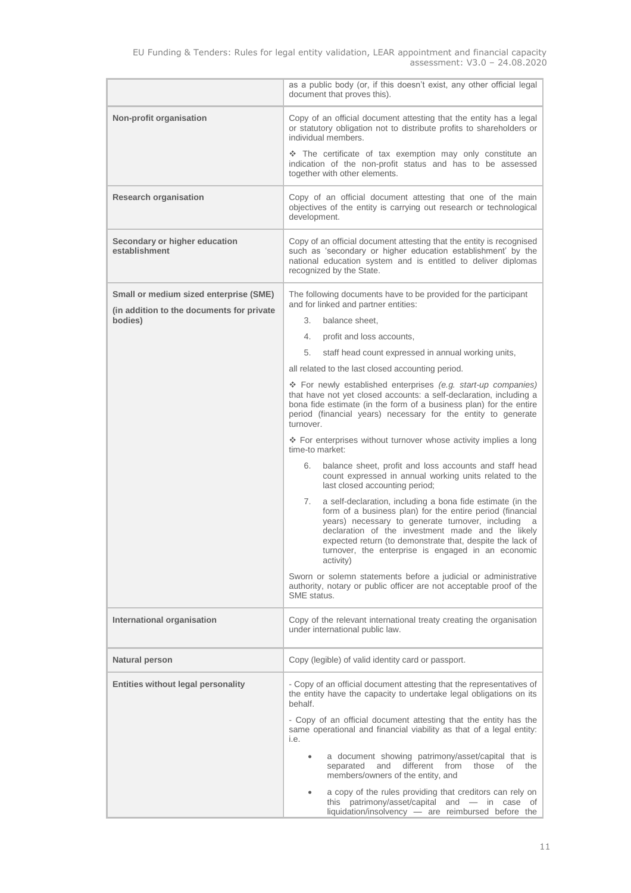| | |
|---|---|
| | as a public body (or, if this doesn't exist, any other official legal document that proves this). |
| **Non-profit organisation** | Copy of an official document attesting that the entity has a legal or statutory obligation not to distribute profits to shareholders or individual members.<br><br>❖ The certificate of tax exemption may only constitute an indication of the non-profit status and has to be assessed together with other elements. |
| **Research organisation** | Copy of an official document attesting that one of the main objectives of the entity is carrying out research or technological development. |
| **Secondary or higher education establishment** | Copy of an official document attesting that the entity is recognised such as 'secondary or higher education establishment' by the national education system and is entitled to deliver diplomas recognized by the State. |
| **Small or medium sized enterprise (SME)**<br><br>**(in addition to the documents for private bodies)** | The following documents have to be provided for the participant and for linked and partner entities:<br><br>3. balance sheet,<br>4. profit and loss accounts,<br>5. staff head count expressed in annual working units,<br><br>all related to the last closed accounting period.<br><br>❖ For newly established enterprises *(e.g. start-up companies)* that have not yet closed accounts: a self-declaration, including a bona fide estimate (in the form of a business plan) for the entire period (financial years) necessary for the entity to generate turnover.<br><br>❖ For enterprises without turnover whose activity implies a long time-to market:<br><br>6. balance sheet, profit and loss accounts and staff head count expressed in annual working units related to the last closed accounting period;<br>7. a self-declaration, including a bona fide estimate (in the form of a business plan) for the entire period (financial years) necessary to generate turnover, including a declaration of the investment made and the likely expected return (to demonstrate that, despite the lack of turnover, the enterprise is engaged in an economic activity)<br><br>Sworn or solemn statements before a judicial or administrative authority, notary or public officer are not acceptable proof of the SME status. |
| **International organisation** | Copy of the relevant international treaty creating the organisation under international public law. |
| **Natural person** | Copy (legible) of valid identity card or passport. |
| **Entities without legal personality** | - Copy of an official document attesting that the representatives of the entity have the capacity to undertake legal obligations on its behalf.<br><br>- Copy of an official document attesting that the entity has the same operational and financial viability as that of a legal entity: i.e.<br><br>• a document showing patrimony/asset/capital that is separated and different from those of the members/owners of the entity, and<br>• a copy of the rules providing that creditors can rely on this patrimony/asset/capital and — in case of liquidation/insolvency — are reimbursed before the |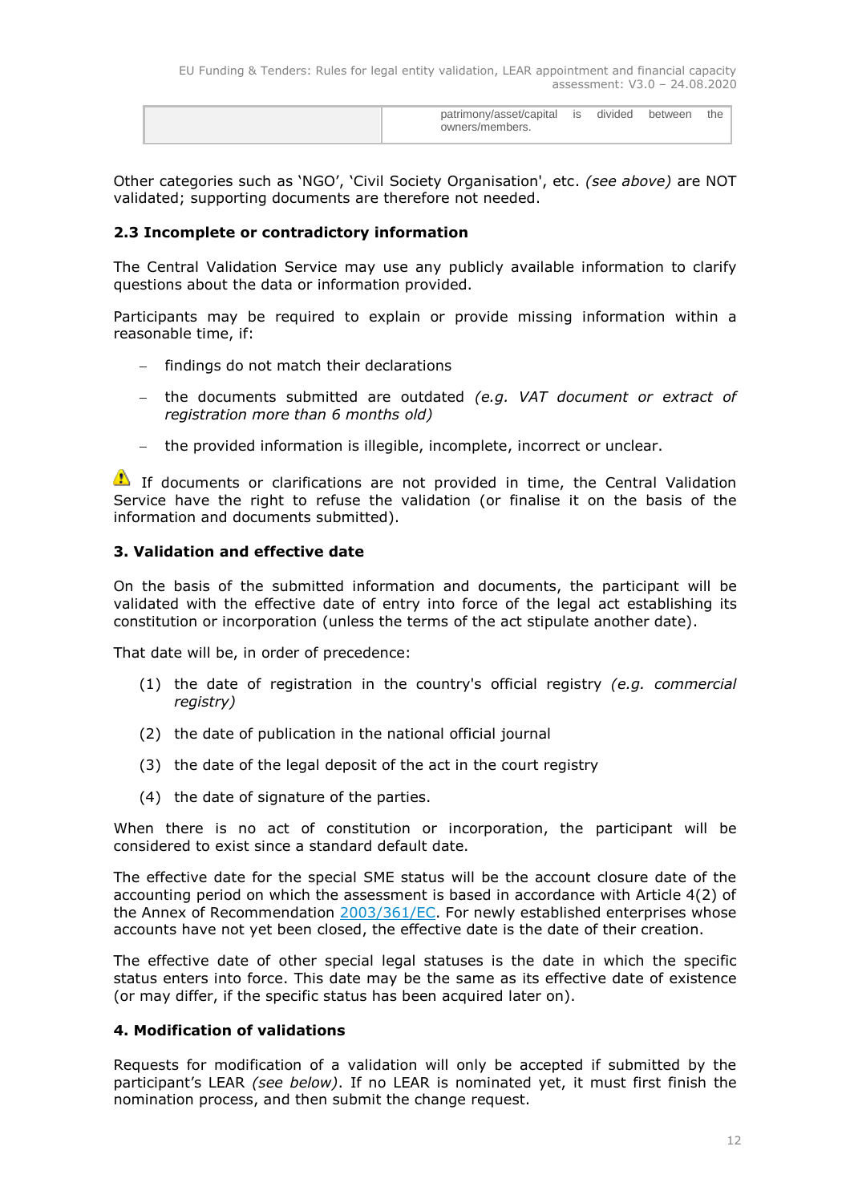|  | patrimony/asset/capital is divided between the owners/members. |
|---|---|

Other categories such as 'NGO', 'Civil Society Organisation', etc. *(see above)* are NOT validated; supporting documents are therefore not needed.

### 2.3 Incomplete or contradictory information

The Central Validation Service may use any publicly available information to clarify questions about the data or information provided.

Participants may be required to explain or provide missing information within a reasonable time, if:

- findings do not match their declarations
- the documents submitted are outdated *(e.g. VAT document or extract of registration more than 6 months old)*
- the provided information is illegible, incomplete, incorrect or unclear.

⚠ If documents or clarifications are not provided in time, the Central Validation Service have the right to refuse the validation (or finalise it on the basis of the information and documents submitted).

## 3. Validation and effective date

On the basis of the submitted information and documents, the participant will be validated with the effective date of entry into force of the legal act establishing its constitution or incorporation (unless the terms of the act stipulate another date).

That date will be, in order of precedence:

(1) the date of registration in the country's official registry *(e.g. commercial registry)*

(2) the date of publication in the national official journal

(3) the date of the legal deposit of the act in the court registry

(4) the date of signature of the parties.

When there is no act of constitution or incorporation, the participant will be considered to exist since a standard default date.

The effective date for the special SME status will be the account closure date of the accounting period on which the assessment is based in accordance with Article 4(2) of the Annex of Recommendation [2003/361/EC](). For newly established enterprises whose accounts have not yet been closed, the effective date is the date of their creation.

The effective date of other special legal statuses is the date in which the specific status enters into force. This date may be the same as its effective date of existence (or may differ, if the specific status has been acquired later on).

## 4. Modification of validations

Requests for modification of a validation will only be accepted if submitted by the participant's LEAR *(see below)*. If no LEAR is nominated yet, it must first finish the nomination process, and then submit the change request.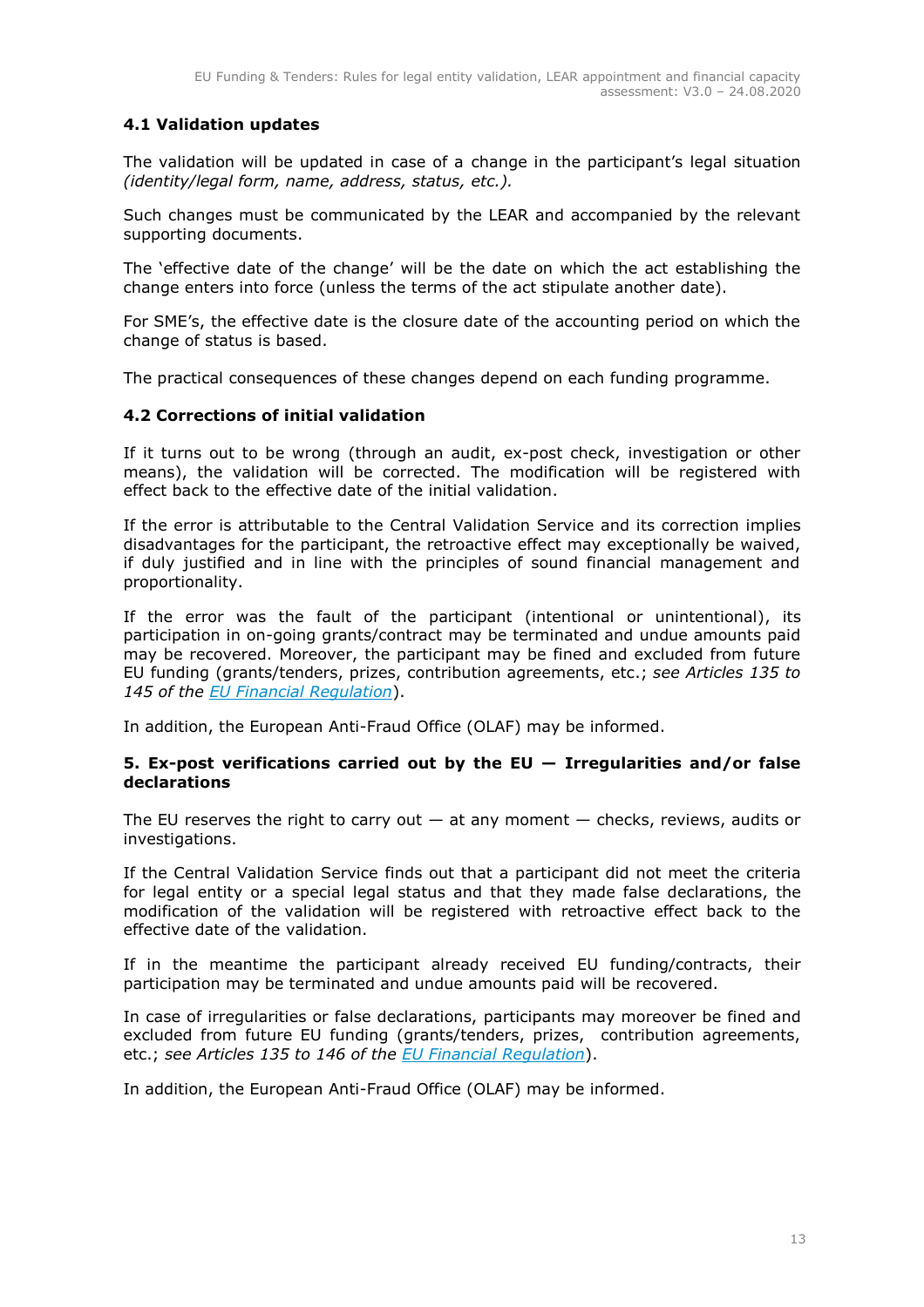### 4.1 Validation updates

The validation will be updated in case of a change in the participant's legal situation *(identity/legal form, name, address, status, etc.).*

Such changes must be communicated by the LEAR and accompanied by the relevant supporting documents.

The 'effective date of the change' will be the date on which the act establishing the change enters into force (unless the terms of the act stipulate another date).

For SME's, the effective date is the closure date of the accounting period on which the change of status is based.

The practical consequences of these changes depend on each funding programme.

### 4.2 Corrections of initial validation

If it turns out to be wrong (through an audit, ex-post check, investigation or other means), the validation will be corrected. The modification will be registered with effect back to the effective date of the initial validation.

If the error is attributable to the Central Validation Service and its correction implies disadvantages for the participant, the retroactive effect may exceptionally be waived, if duly justified and in line with the principles of sound financial management and proportionality.

If the error was the fault of the participant (intentional or unintentional), its participation in on-going grants/contract may be terminated and undue amounts paid may be recovered. Moreover, the participant may be fined and excluded from future EU funding (grants/tenders, prizes, contribution agreements, etc.; *see Articles 135 to 145 of the [EU Financial Regulation](#)*).

In addition, the European Anti-Fraud Office (OLAF) may be informed.

## 5. Ex-post verifications carried out by the EU — Irregularities and/or false declarations

The EU reserves the right to carry out — at any moment — checks, reviews, audits or investigations.

If the Central Validation Service finds out that a participant did not meet the criteria for legal entity or a special legal status and that they made false declarations, the modification of the validation will be registered with retroactive effect back to the effective date of the validation.

If in the meantime the participant already received EU funding/contracts, their participation may be terminated and undue amounts paid will be recovered.

In case of irregularities or false declarations, participants may moreover be fined and excluded from future EU funding (grants/tenders, prizes, contribution agreements, etc.; *see Articles 135 to 146 of the [EU Financial Regulation](#)*).

In addition, the European Anti-Fraud Office (OLAF) may be informed.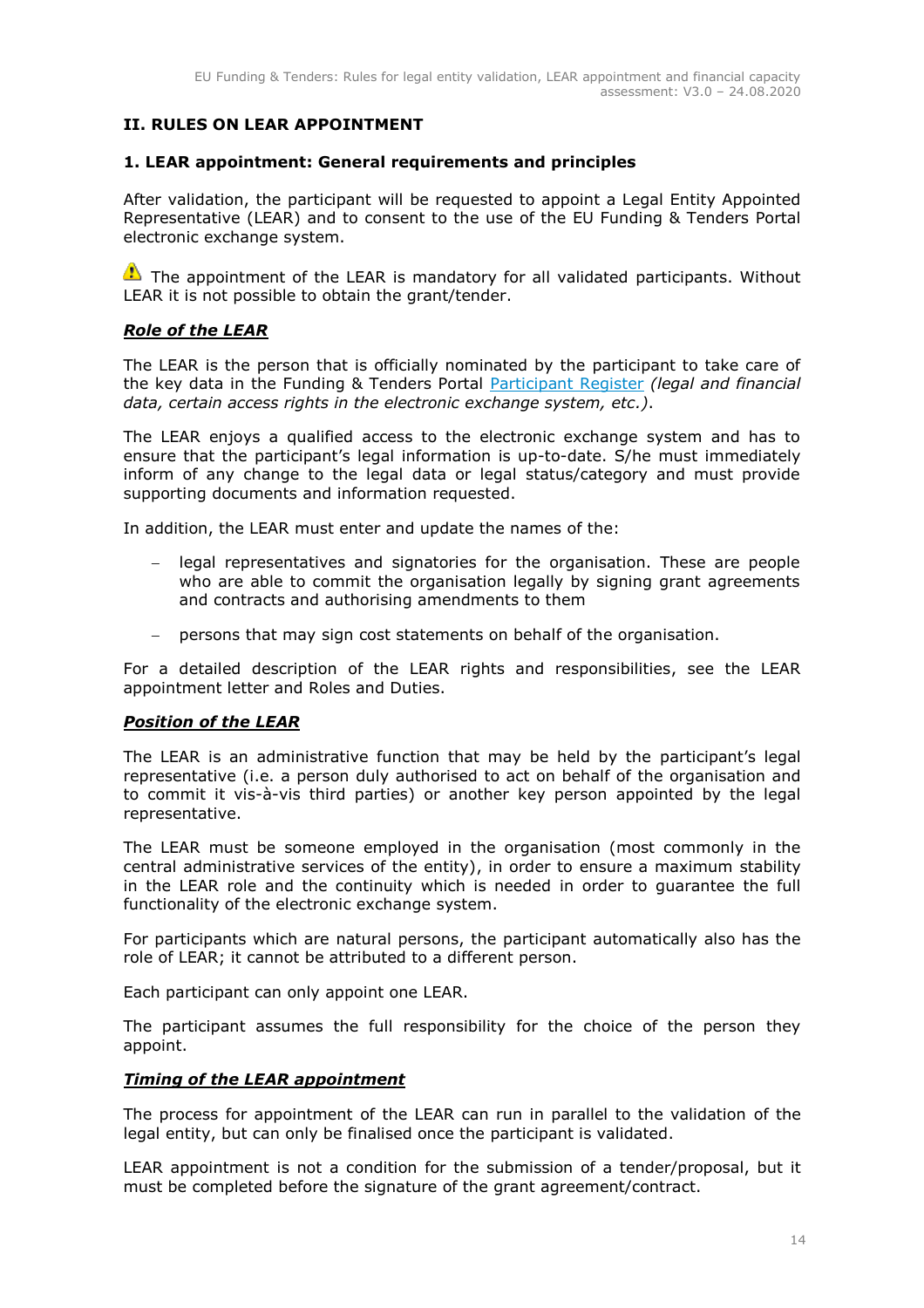## II. RULES ON LEAR APPOINTMENT

### 1. LEAR appointment: General requirements and principles

After validation, the participant will be requested to appoint a Legal Entity Appointed Representative (LEAR) and to consent to the use of the EU Funding & Tenders Portal electronic exchange system.

⚠ The appointment of the LEAR is mandatory for all validated participants. Without LEAR it is not possible to obtain the grant/tender.

***Role of the LEAR***

The LEAR is the person that is officially nominated by the participant to take care of the key data in the Funding & Tenders Portal Participant Register *(legal and financial data, certain access rights in the electronic exchange system, etc.)*.

The LEAR enjoys a qualified access to the electronic exchange system and has to ensure that the participant's legal information is up-to-date. S/he must immediately inform of any change to the legal data or legal status/category and must provide supporting documents and information requested.

In addition, the LEAR must enter and update the names of the:

- legal representatives and signatories for the organisation. These are people who are able to commit the organisation legally by signing grant agreements and contracts and authorising amendments to them
- persons that may sign cost statements on behalf of the organisation.

For a detailed description of the LEAR rights and responsibilities, see the LEAR appointment letter and Roles and Duties.

***Position of the LEAR***

The LEAR is an administrative function that may be held by the participant's legal representative (i.e. a person duly authorised to act on behalf of the organisation and to commit it vis-à-vis third parties) or another key person appointed by the legal representative.

The LEAR must be someone employed in the organisation (most commonly in the central administrative services of the entity), in order to ensure a maximum stability in the LEAR role and the continuity which is needed in order to guarantee the full functionality of the electronic exchange system.

For participants which are natural persons, the participant automatically also has the role of LEAR; it cannot be attributed to a different person.

Each participant can only appoint one LEAR.

The participant assumes the full responsibility for the choice of the person they appoint.

***Timing of the LEAR appointment***

The process for appointment of the LEAR can run in parallel to the validation of the legal entity, but can only be finalised once the participant is validated.

LEAR appointment is not a condition for the submission of a tender/proposal, but it must be completed before the signature of the grant agreement/contract.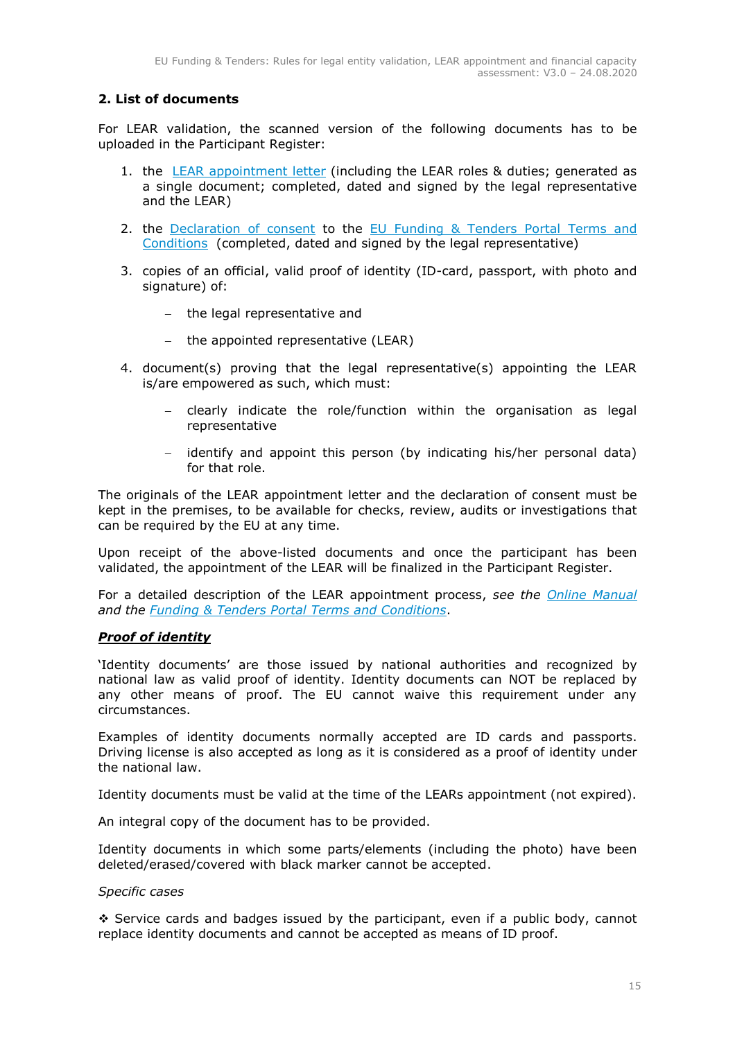## 2. List of documents

For LEAR validation, the scanned version of the following documents has to be uploaded in the Participant Register:

1. the LEAR appointment letter (including the LEAR roles & duties; generated as a single document; completed, dated and signed by the legal representative and the LEAR)
2. the Declaration of consent to the EU Funding & Tenders Portal Terms and Conditions (completed, dated and signed by the legal representative)
3. copies of an official, valid proof of identity (ID-card, passport, with photo and signature) of:
   - the legal representative and
   - the appointed representative (LEAR)
4. document(s) proving that the legal representative(s) appointing the LEAR is/are empowered as such, which must:
   - clearly indicate the role/function within the organisation as legal representative
   - identify and appoint this person (by indicating his/her personal data) for that role.

The originals of the LEAR appointment letter and the declaration of consent must be kept in the premises, to be available for checks, review, audits or investigations that can be required by the EU at any time.

Upon receipt of the above-listed documents and once the participant has been validated, the appointment of the LEAR will be finalized in the Participant Register.

For a detailed description of the LEAR appointment process, *see the Online Manual and the Funding & Tenders Portal Terms and Conditions*.

***Proof of identity***

'Identity documents' are those issued by national authorities and recognized by national law as valid proof of identity. Identity documents can NOT be replaced by any other means of proof. The EU cannot waive this requirement under any circumstances.

Examples of identity documents normally accepted are ID cards and passports. Driving license is also accepted as long as it is considered as a proof of identity under the national law.

Identity documents must be valid at the time of the LEARs appointment (not expired).

An integral copy of the document has to be provided.

Identity documents in which some parts/elements (including the photo) have been deleted/erased/covered with black marker cannot be accepted.

*Specific cases*

❖ Service cards and badges issued by the participant, even if a public body, cannot replace identity documents and cannot be accepted as means of ID proof.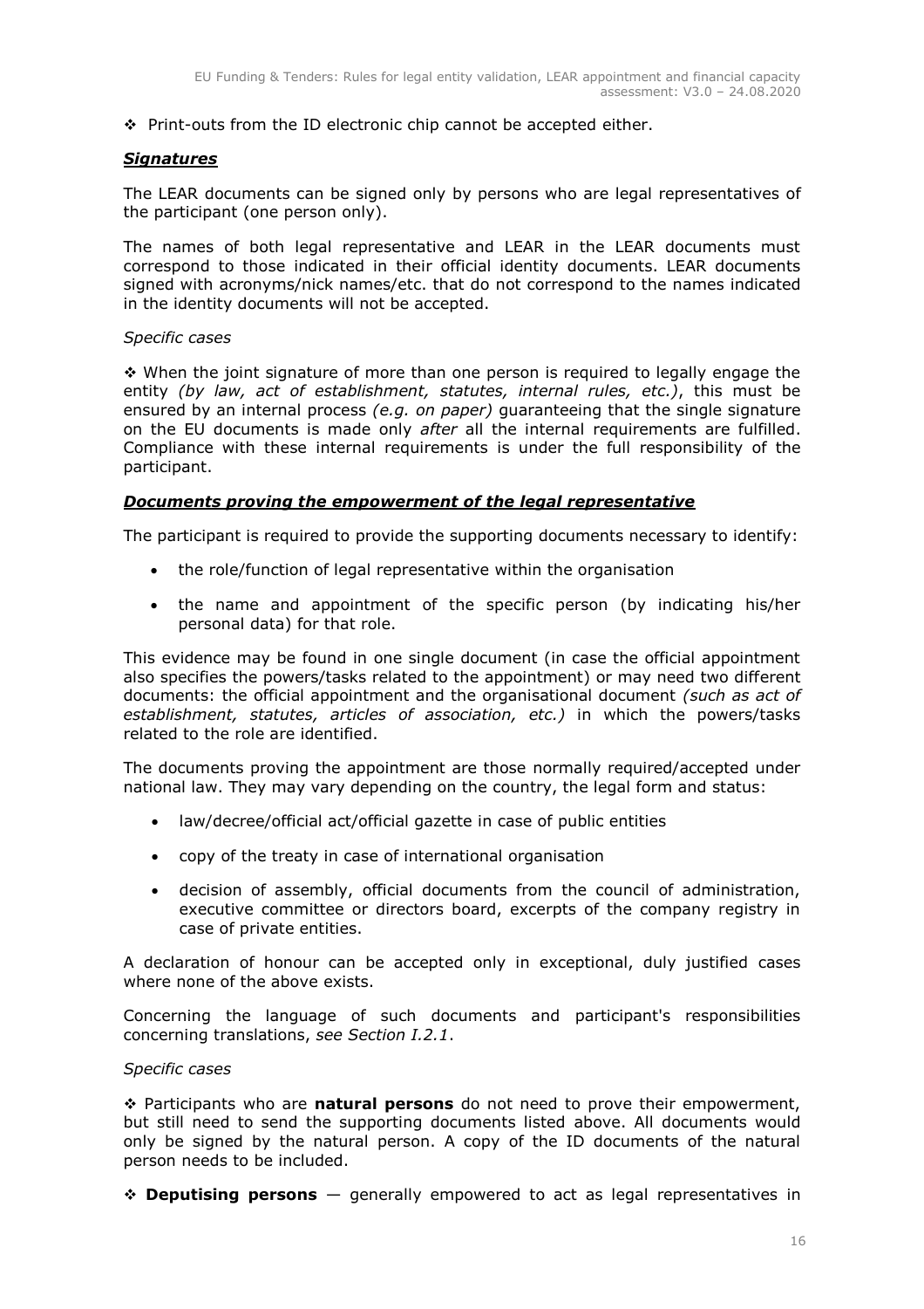❖ Print-outs from the ID electronic chip cannot be accepted either.

***Signatures***

The LEAR documents can be signed only by persons who are legal representatives of the participant (one person only).

The names of both legal representative and LEAR in the LEAR documents must correspond to those indicated in their official identity documents. LEAR documents signed with acronyms/nick names/etc. that do not correspond to the names indicated in the identity documents will not be accepted.

*Specific cases*

❖ When the joint signature of more than one person is required to legally engage the entity *(by law, act of establishment, statutes, internal rules, etc.)*, this must be ensured by an internal process *(e.g. on paper)* guaranteeing that the single signature on the EU documents is made only *after* all the internal requirements are fulfilled. Compliance with these internal requirements is under the full responsibility of the participant.

***Documents proving the empowerment of the legal representative***

The participant is required to provide the supporting documents necessary to identify:

- the role/function of legal representative within the organisation
- the name and appointment of the specific person (by indicating his/her personal data) for that role.

This evidence may be found in one single document (in case the official appointment also specifies the powers/tasks related to the appointment) or may need two different documents: the official appointment and the organisational document *(such as act of establishment, statutes, articles of association, etc.)* in which the powers/tasks related to the role are identified.

The documents proving the appointment are those normally required/accepted under national law. They may vary depending on the country, the legal form and status:

- law/decree/official act/official gazette in case of public entities
- copy of the treaty in case of international organisation
- decision of assembly, official documents from the council of administration, executive committee or directors board, excerpts of the company registry in case of private entities.

A declaration of honour can be accepted only in exceptional, duly justified cases where none of the above exists.

Concerning the language of such documents and participant's responsibilities concerning translations, *see Section I.2.1*.

*Specific cases*

❖ Participants who are **natural persons** do not need to prove their empowerment, but still need to send the supporting documents listed above. All documents would only be signed by the natural person. A copy of the ID documents of the natural person needs to be included.

❖ **Deputising persons** — generally empowered to act as legal representatives in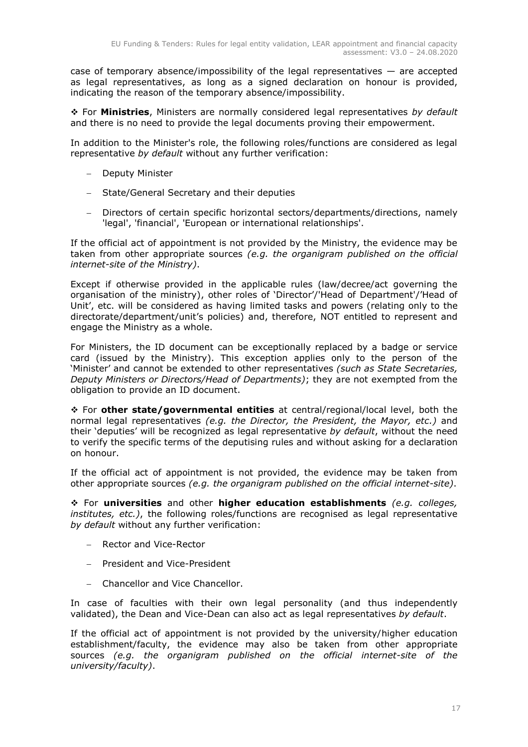case of temporary absence/impossibility of the legal representatives — are accepted as legal representatives, as long as a signed declaration on honour is provided, indicating the reason of the temporary absence/impossibility.

❖ For **Ministries**, Ministers are normally considered legal representatives *by default* and there is no need to provide the legal documents proving their empowerment.

In addition to the Minister's role, the following roles/functions are considered as legal representative *by default* without any further verification:

- Deputy Minister
- State/General Secretary and their deputies
- Directors of certain specific horizontal sectors/departments/directions, namely 'legal', 'financial', 'European or international relationships'.

If the official act of appointment is not provided by the Ministry, the evidence may be taken from other appropriate sources *(e.g. the organigram published on the official internet-site of the Ministry)*.

Except if otherwise provided in the applicable rules (law/decree/act governing the organisation of the ministry), other roles of 'Director'/'Head of Department'/'Head of Unit', etc. will be considered as having limited tasks and powers (relating only to the directorate/department/unit's policies) and, therefore, NOT entitled to represent and engage the Ministry as a whole.

For Ministers, the ID document can be exceptionally replaced by a badge or service card (issued by the Ministry). This exception applies only to the person of the 'Minister' and cannot be extended to other representatives *(such as State Secretaries, Deputy Ministers or Directors/Head of Departments)*; they are not exempted from the obligation to provide an ID document.

❖ For **other state/governmental entities** at central/regional/local level, both the normal legal representatives *(e.g. the Director, the President, the Mayor, etc.)* and their 'deputies' will be recognized as legal representative *by default*, without the need to verify the specific terms of the deputising rules and without asking for a declaration on honour.

If the official act of appointment is not provided, the evidence may be taken from other appropriate sources *(e.g. the organigram published on the official internet-site)*.

❖ For **universities** and other **higher education establishments** *(e.g. colleges, institutes, etc.)*, the following roles/functions are recognised as legal representative *by default* without any further verification:

- Rector and Vice-Rector
- President and Vice-President
- Chancellor and Vice Chancellor.

In case of faculties with their own legal personality (and thus independently validated), the Dean and Vice-Dean can also act as legal representatives *by default*.

If the official act of appointment is not provided by the university/higher education establishment/faculty, the evidence may also be taken from other appropriate sources *(e.g. the organigram published on the official internet-site of the university/faculty)*.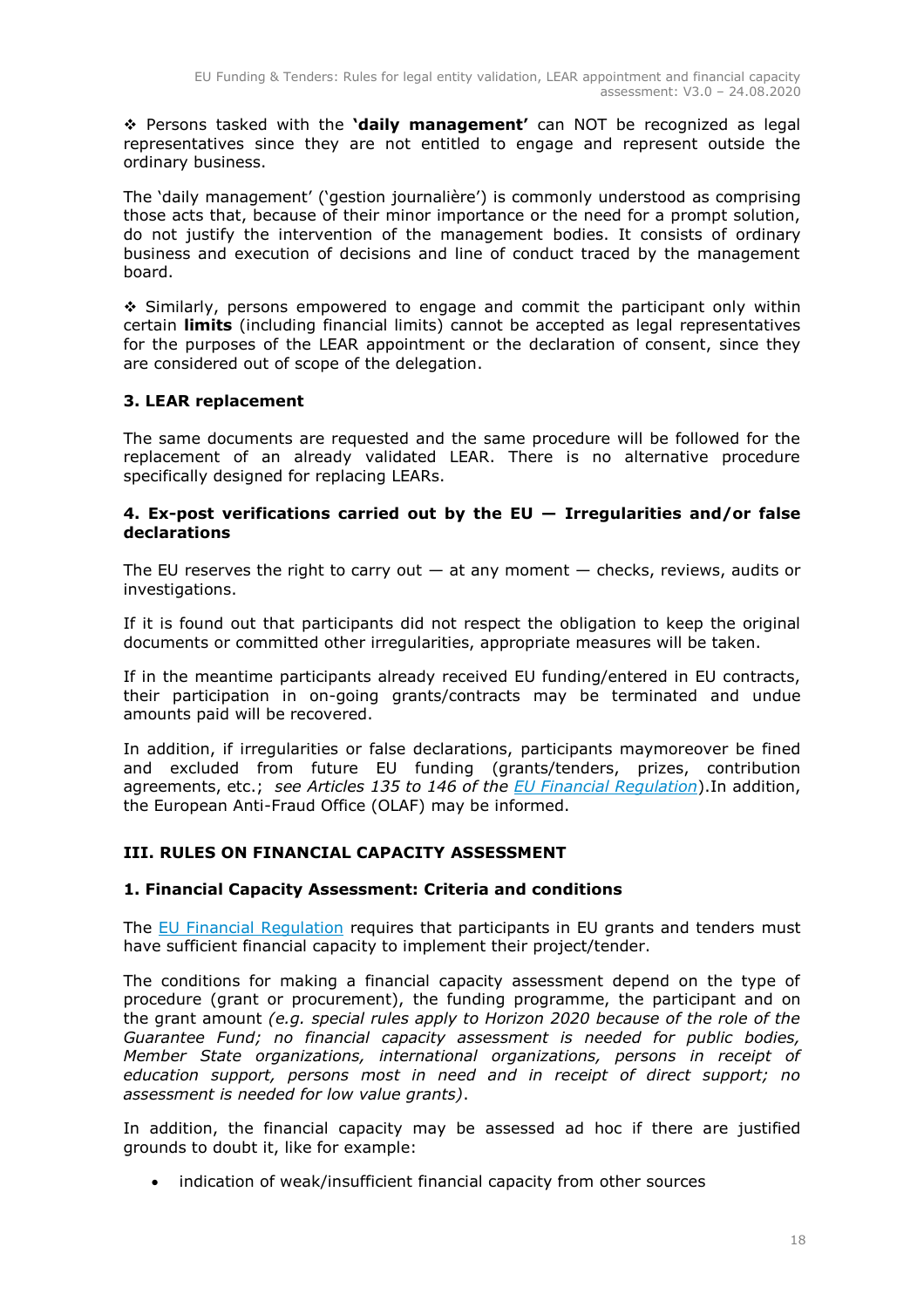❖ Persons tasked with the **'daily management'** can NOT be recognized as legal representatives since they are not entitled to engage and represent outside the ordinary business.

The 'daily management' ('gestion journalière') is commonly understood as comprising those acts that, because of their minor importance or the need for a prompt solution, do not justify the intervention of the management bodies. It consists of ordinary business and execution of decisions and line of conduct traced by the management board.

❖ Similarly, persons empowered to engage and commit the participant only within certain **limits** (including financial limits) cannot be accepted as legal representatives for the purposes of the LEAR appointment or the declaration of consent, since they are considered out of scope of the delegation.

### 3. LEAR replacement

The same documents are requested and the same procedure will be followed for the replacement of an already validated LEAR. There is no alternative procedure specifically designed for replacing LEARs.

### 4. Ex-post verifications carried out by the EU — Irregularities and/or false declarations

The EU reserves the right to carry out — at any moment — checks, reviews, audits or investigations.

If it is found out that participants did not respect the obligation to keep the original documents or committed other irregularities, appropriate measures will be taken.

If in the meantime participants already received EU funding/entered in EU contracts, their participation in on-going grants/contracts may be terminated and undue amounts paid will be recovered.

In addition, if irregularities or false declarations, participants maymoreover be fined and excluded from future EU funding (grants/tenders, prizes, contribution agreements, etc.; *see Articles 135 to 146 of the EU Financial Regulation*).In addition, the European Anti-Fraud Office (OLAF) may be informed.

## III. RULES ON FINANCIAL CAPACITY ASSESSMENT

### 1. Financial Capacity Assessment: Criteria and conditions

The EU Financial Regulation requires that participants in EU grants and tenders must have sufficient financial capacity to implement their project/tender.

The conditions for making a financial capacity assessment depend on the type of procedure (grant or procurement), the funding programme, the participant and on the grant amount *(e.g. special rules apply to Horizon 2020 because of the role of the Guarantee Fund; no financial capacity assessment is needed for public bodies, Member State organizations, international organizations, persons in receipt of education support, persons most in need and in receipt of direct support; no assessment is needed for low value grants)*.

In addition, the financial capacity may be assessed ad hoc if there are justified grounds to doubt it, like for example:

- indication of weak/insufficient financial capacity from other sources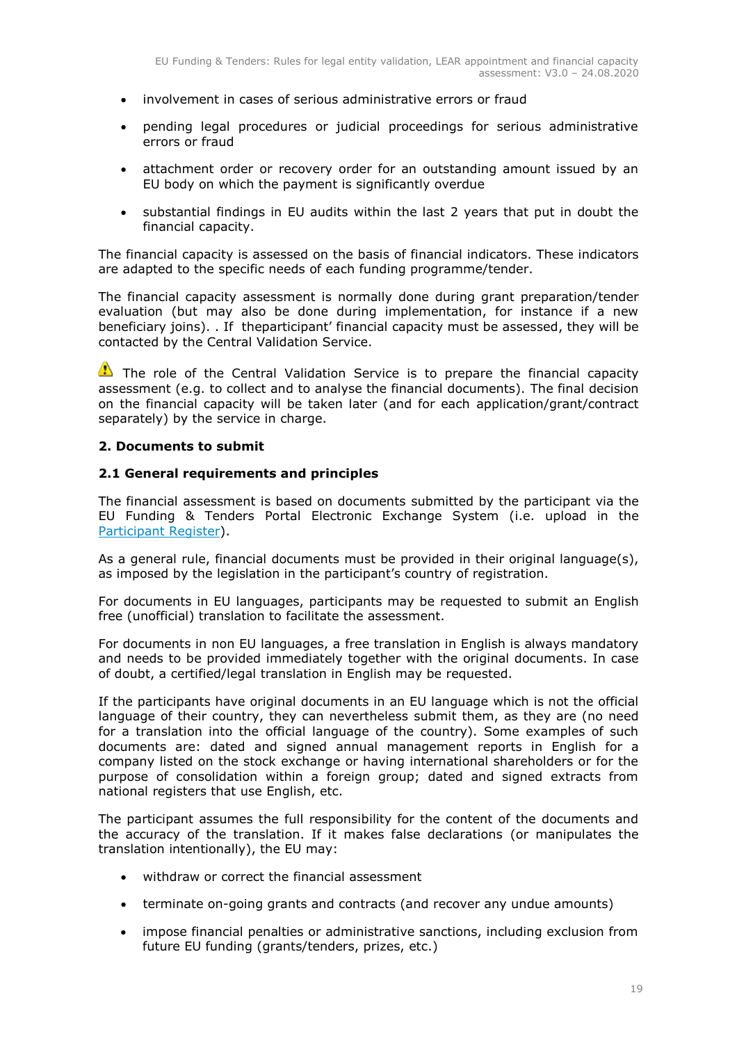- involvement in cases of serious administrative errors or fraud
- pending legal procedures or judicial proceedings for serious administrative errors or fraud
- attachment order or recovery order for an outstanding amount issued by an EU body on which the payment is significantly overdue
- substantial findings in EU audits within the last 2 years that put in doubt the financial capacity.

The financial capacity is assessed on the basis of financial indicators. These indicators are adapted to the specific needs of each funding programme/tender.

The financial capacity assessment is normally done during grant preparation/tender evaluation (but may also be done during implementation, for instance if a new beneficiary joins). . If theparticipant' financial capacity must be assessed, they will be contacted by the Central Validation Service.

⚠ The role of the Central Validation Service is to prepare the financial capacity assessment (e.g. to collect and to analyse the financial documents). The final decision on the financial capacity will be taken later (and for each application/grant/contract separately) by the service in charge.

## 2. Documents to submit

### 2.1 General requirements and principles

The financial assessment is based on documents submitted by the participant via the EU Funding & Tenders Portal Electronic Exchange System (i.e. upload in the [Participant Register](Participant Register)).

As a general rule, financial documents must be provided in their original language(s), as imposed by the legislation in the participant's country of registration.

For documents in EU languages, participants may be requested to submit an English free (unofficial) translation to facilitate the assessment.

For documents in non EU languages, a free translation in English is always mandatory and needs to be provided immediately together with the original documents. In case of doubt, a certified/legal translation in English may be requested.

If the participants have original documents in an EU language which is not the official language of their country, they can nevertheless submit them, as they are (no need for a translation into the official language of the country). Some examples of such documents are: dated and signed annual management reports in English for a company listed on the stock exchange or having international shareholders or for the purpose of consolidation within a foreign group; dated and signed extracts from national registers that use English, etc.

The participant assumes the full responsibility for the content of the documents and the accuracy of the translation. If it makes false declarations (or manipulates the translation intentionally), the EU may:

- withdraw or correct the financial assessment
- terminate on-going grants and contracts (and recover any undue amounts)
- impose financial penalties or administrative sanctions, including exclusion from future EU funding (grants/tenders, prizes, etc.)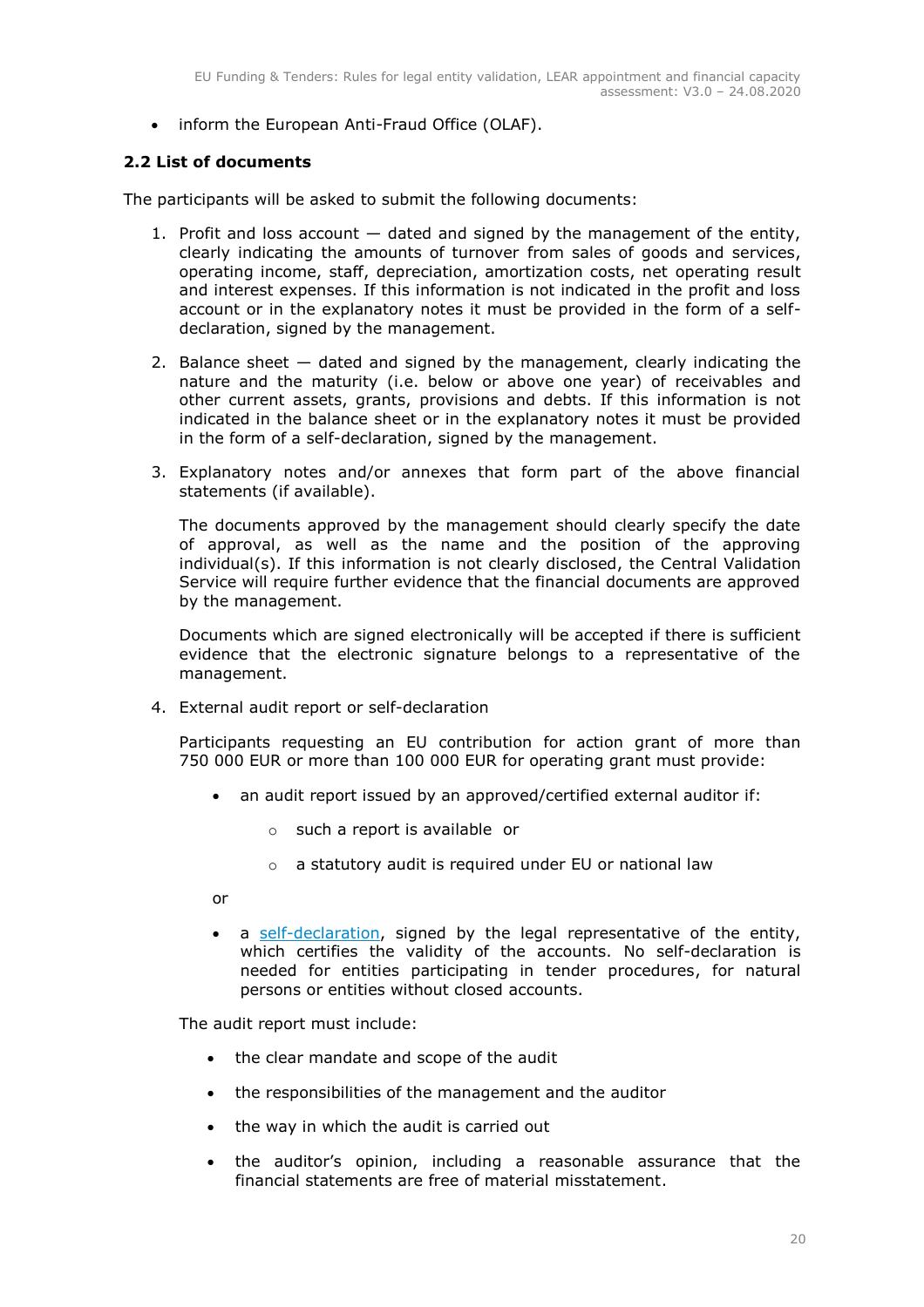- inform the European Anti-Fraud Office (OLAF).

### 2.2 List of documents

The participants will be asked to submit the following documents:

1. Profit and loss account — dated and signed by the management of the entity, clearly indicating the amounts of turnover from sales of goods and services, operating income, staff, depreciation, amortization costs, net operating result and interest expenses. If this information is not indicated in the profit and loss account or in the explanatory notes it must be provided in the form of a self-declaration, signed by the management.

2. Balance sheet — dated and signed by the management, clearly indicating the nature and the maturity (i.e. below or above one year) of receivables and other current assets, grants, provisions and debts. If this information is not indicated in the balance sheet or in the explanatory notes it must be provided in the form of a self-declaration, signed by the management.

3. Explanatory notes and/or annexes that form part of the above financial statements (if available).

   The documents approved by the management should clearly specify the date of approval, as well as the name and the position of the approving individual(s). If this information is not clearly disclosed, the Central Validation Service will require further evidence that the financial documents are approved by the management.

   Documents which are signed electronically will be accepted if there is sufficient evidence that the electronic signature belongs to a representative of the management.

4. External audit report or self-declaration

   Participants requesting an EU contribution for action grant of more than 750 000 EUR or more than 100 000 EUR for operating grant must provide:

   - an audit report issued by an approved/certified external auditor if:
     - such a report is available or
     - a statutory audit is required under EU or national law

   or

   - a self-declaration, signed by the legal representative of the entity, which certifies the validity of the accounts. No self-declaration is needed for entities participating in tender procedures, for natural persons or entities without closed accounts.

   The audit report must include:

   - the clear mandate and scope of the audit
   - the responsibilities of the management and the auditor
   - the way in which the audit is carried out
   - the auditor's opinion, including a reasonable assurance that the financial statements are free of material misstatement.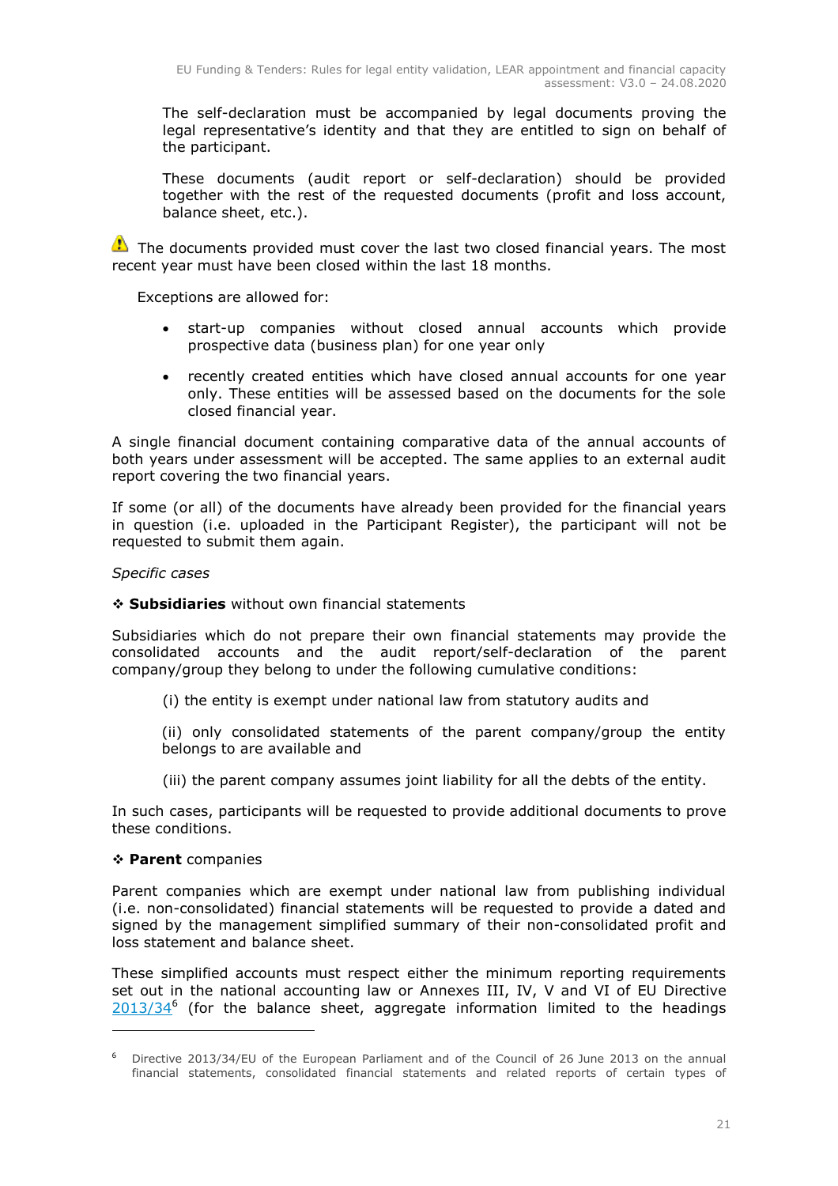The self-declaration must be accompanied by legal documents proving the legal representative's identity and that they are entitled to sign on behalf of the participant.

These documents (audit report or self-declaration) should be provided together with the rest of the requested documents (profit and loss account, balance sheet, etc.).

⚠ The documents provided must cover the last two closed financial years. The most recent year must have been closed within the last 18 months.

Exceptions are allowed for:

- start-up companies without closed annual accounts which provide prospective data (business plan) for one year only
- recently created entities which have closed annual accounts for one year only. These entities will be assessed based on the documents for the sole closed financial year.

A single financial document containing comparative data of the annual accounts of both years under assessment will be accepted. The same applies to an external audit report covering the two financial years.

If some (or all) of the documents have already been provided for the financial years in question (i.e. uploaded in the Participant Register), the participant will not be requested to submit them again.

*Specific cases*

❖ **Subsidiaries** without own financial statements

Subsidiaries which do not prepare their own financial statements may provide the consolidated accounts and the audit report/self-declaration of the parent company/group they belong to under the following cumulative conditions:

(i) the entity is exempt under national law from statutory audits and

(ii) only consolidated statements of the parent company/group the entity belongs to are available and

(iii) the parent company assumes joint liability for all the debts of the entity.

In such cases, participants will be requested to provide additional documents to prove these conditions.

❖ **Parent** companies

Parent companies which are exempt under national law from publishing individual (i.e. non-consolidated) financial statements will be requested to provide a dated and signed by the management simplified summary of their non-consolidated profit and loss statement and balance sheet.

These simplified accounts must respect either the minimum reporting requirements set out in the national accounting law or Annexes III, IV, V and VI of EU Directive 2013/34[6] (for the balance sheet, aggregate information limited to the headings

---

[6] Directive 2013/34/EU of the European Parliament and of the Council of 26 June 2013 on the annual financial statements, consolidated financial statements and related reports of certain types of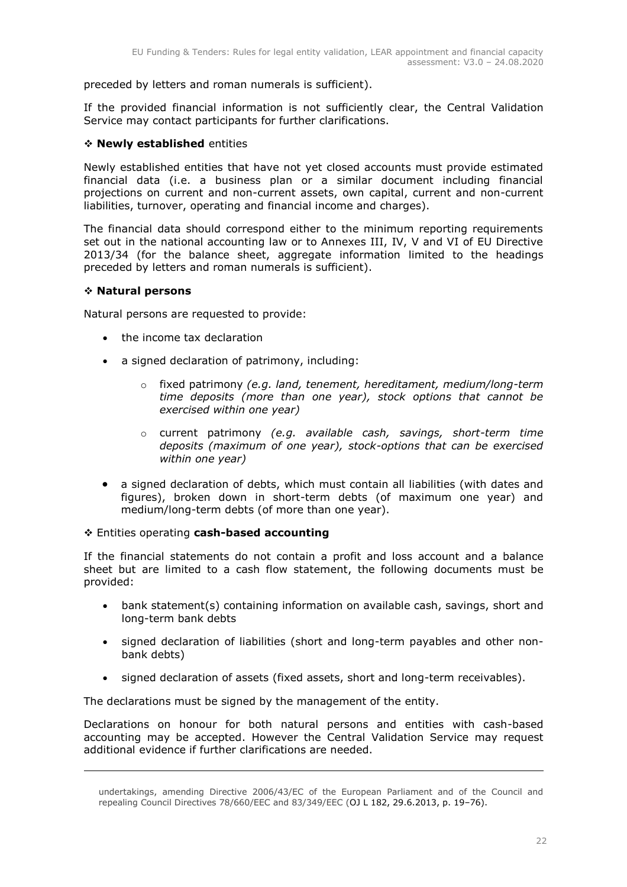preceded by letters and roman numerals is sufficient).

If the provided financial information is not sufficiently clear, the Central Validation Service may contact participants for further clarifications.

❖ **Newly established** entities

Newly established entities that have not yet closed accounts must provide estimated financial data (i.e. a business plan or a similar document including financial projections on current and non-current assets, own capital, current and non-current liabilities, turnover, operating and financial income and charges).

The financial data should correspond either to the minimum reporting requirements set out in the national accounting law or to Annexes III, IV, V and VI of EU Directive 2013/34 (for the balance sheet, aggregate information limited to the headings preceded by letters and roman numerals is sufficient).

❖ **Natural persons**

Natural persons are requested to provide:

- the income tax declaration
- a signed declaration of patrimony, including:
  - fixed patrimony *(e.g. land, tenement, hereditament, medium/long-term time deposits (more than one year), stock options that cannot be exercised within one year)*
  - current patrimony *(e.g. available cash, savings, short-term time deposits (maximum of one year), stock-options that can be exercised within one year)*
- a signed declaration of debts, which must contain all liabilities (with dates and figures), broken down in short-term debts (of maximum one year) and medium/long-term debts (of more than one year).

❖ Entities operating **cash-based accounting**

If the financial statements do not contain a profit and loss account and a balance sheet but are limited to a cash flow statement, the following documents must be provided:

- bank statement(s) containing information on available cash, savings, short and long-term bank debts
- signed declaration of liabilities (short and long-term payables and other non-bank debts)
- signed declaration of assets (fixed assets, short and long-term receivables).

The declarations must be signed by the management of the entity.

Declarations on honour for both natural persons and entities with cash-based accounting may be accepted. However the Central Validation Service may request additional evidence if further clarifications are needed.

---

undertakings, amending Directive 2006/43/EC of the European Parliament and of the Council and repealing Council Directives 78/660/EEC and 83/349/EEC (OJ L 182, 29.6.2013, p. 19–76).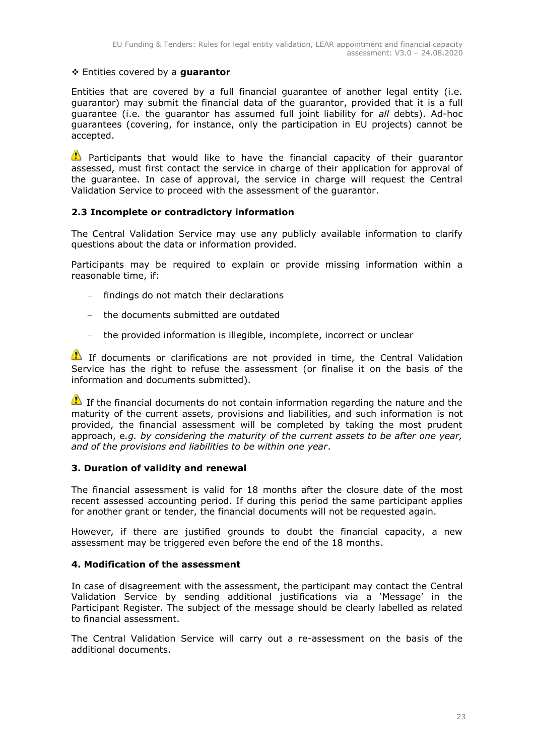❖ Entities covered by a **guarantor**

Entities that are covered by a full financial guarantee of another legal entity (i.e. guarantor) may submit the financial data of the guarantor, provided that it is a full guarantee (i.e. the guarantor has assumed full joint liability for *all* debts). Ad-hoc guarantees (covering, for instance, only the participation in EU projects) cannot be accepted.

⚠ Participants that would like to have the financial capacity of their guarantor assessed, must first contact the service in charge of their application for approval of the guarantee. In case of approval, the service in charge will request the Central Validation Service to proceed with the assessment of the guarantor.

### 2.3 Incomplete or contradictory information

The Central Validation Service may use any publicly available information to clarify questions about the data or information provided.

Participants may be required to explain or provide missing information within a reasonable time, if:

- findings do not match their declarations
- the documents submitted are outdated
- the provided information is illegible, incomplete, incorrect or unclear

⚠ If documents or clarifications are not provided in time, the Central Validation Service has the right to refuse the assessment (or finalise it on the basis of the information and documents submitted).

⚠ If the financial documents do not contain information regarding the nature and the maturity of the current assets, provisions and liabilities, and such information is not provided, the financial assessment will be completed by taking the most prudent approach, e.*g. by considering the maturity of the current assets to be after one year, and of the provisions and liabilities to be within one year*.

## 3. Duration of validity and renewal

The financial assessment is valid for 18 months after the closure date of the most recent assessed accounting period. If during this period the same participant applies for another grant or tender, the financial documents will not be requested again.

However, if there are justified grounds to doubt the financial capacity, a new assessment may be triggered even before the end of the 18 months.

## 4. Modification of the assessment

In case of disagreement with the assessment, the participant may contact the Central Validation Service by sending additional justifications via a 'Message' in the Participant Register. The subject of the message should be clearly labelled as related to financial assessment.

The Central Validation Service will carry out a re-assessment on the basis of the additional documents.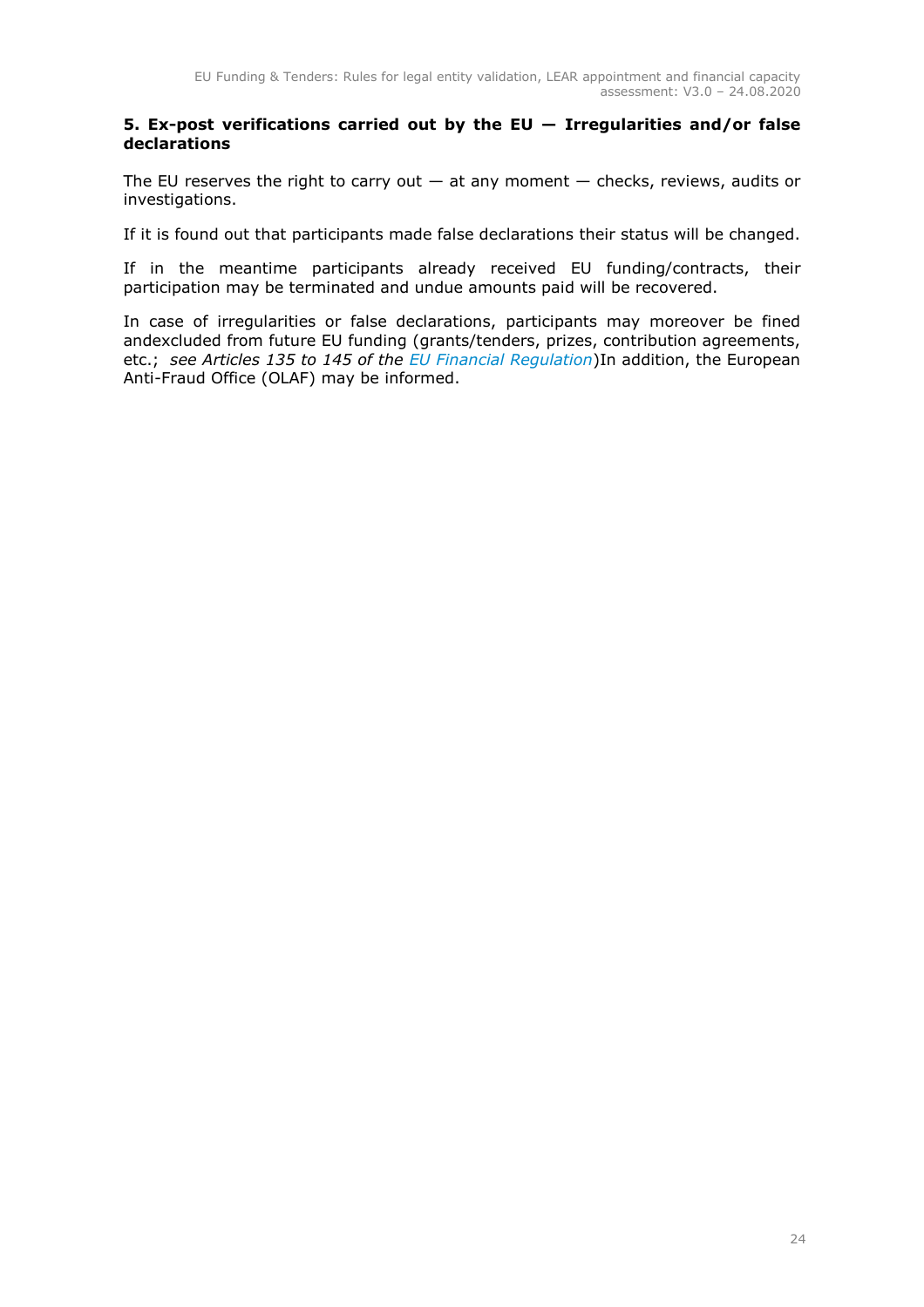## 5. Ex-post verifications carried out by the EU — Irregularities and/or false declarations

The EU reserves the right to carry out — at any moment — checks, reviews, audits or investigations.

If it is found out that participants made false declarations their status will be changed.

If in the meantime participants already received EU funding/contracts, their participation may be terminated and undue amounts paid will be recovered.

In case of irregularities or false declarations, participants may moreover be fined andexcluded from future EU funding (grants/tenders, prizes, contribution agreements, etc.; *see Articles 135 to 145 of the EU Financial Regulation*)In addition, the European Anti-Fraud Office (OLAF) may be informed.